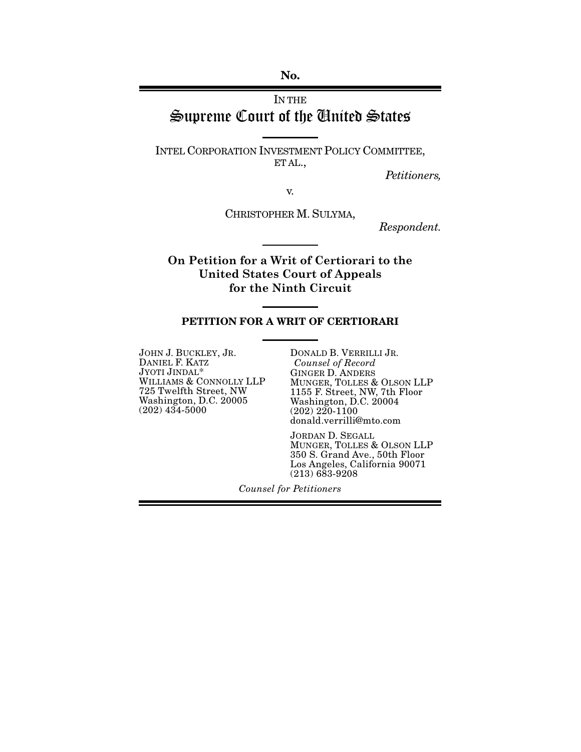No.

IN THE

# Supreme Court of the United States

INTEL CORPORATION INVESTMENT POLICY COMMITTEE, ET AL.,

*Petitioners,*

v.

CHRISTOPHER M. SULYMA,

*Respondent.*

**On Petition for a Writ of Certiorari to the United States Court of Appeals for the Ninth Circuit**

## PETITION FOR A WRIT OF CERTIORARI

JOHN J. BUCKLEY, JR.
DANIEL F. KATZ
JYOTI JINDAL*
WILLIAMS & CONNOLLY LLP
725 Twelfth Street, NW
Washington, D.C. 20005
(202) 434-5000

DONALD B. VERRILLI JR.
*Counsel of Record*
GINGER D. ANDERS
MUNGER, TOLLES & OLSON LLP
1155 F. Street, NW, 7th Floor
Washington, D.C. 20004
(202) 220-1100
donald.verrilli@mto.com

JORDAN D. SEGALL
MUNGER, TOLLES & OLSON LLP
350 S. Grand Ave., 50th Floor
Los Angeles, California 90071
(213) 683-9208

*Counsel for Petitioners*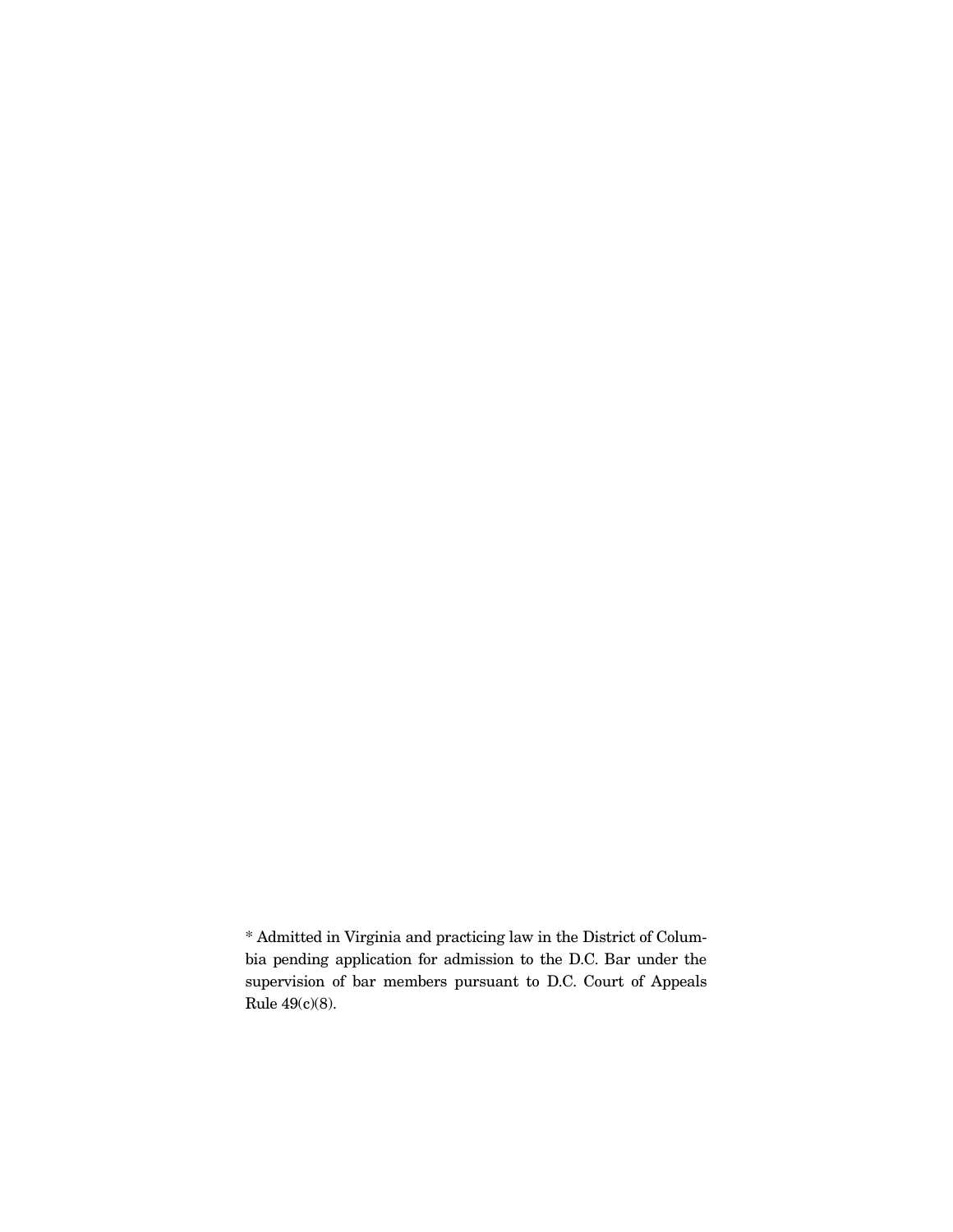* Admitted in Virginia and practicing law in the District of Columbia pending application for admission to the D.C. Bar under the supervision of bar members pursuant to D.C. Court of Appeals Rule 49(c)(8).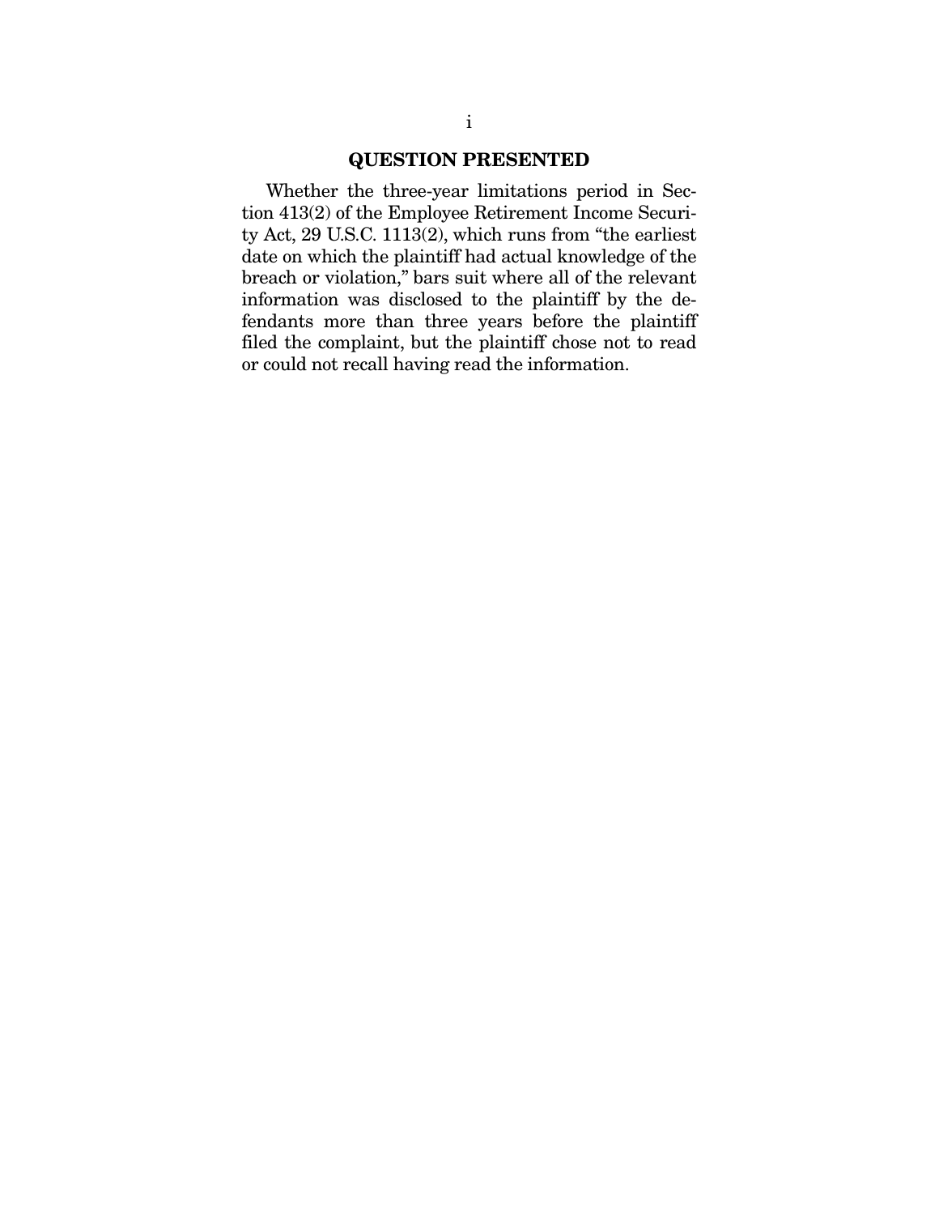## QUESTION PRESENTED

Whether the three-year limitations period in Section 413(2) of the Employee Retirement Income Security Act, 29 U.S.C. 1113(2), which runs from "the earliest date on which the plaintiff had actual knowledge of the breach or violation," bars suit where all of the relevant information was disclosed to the plaintiff by the defendants more than three years before the plaintiff filed the complaint, but the plaintiff chose not to read or could not recall having read the information.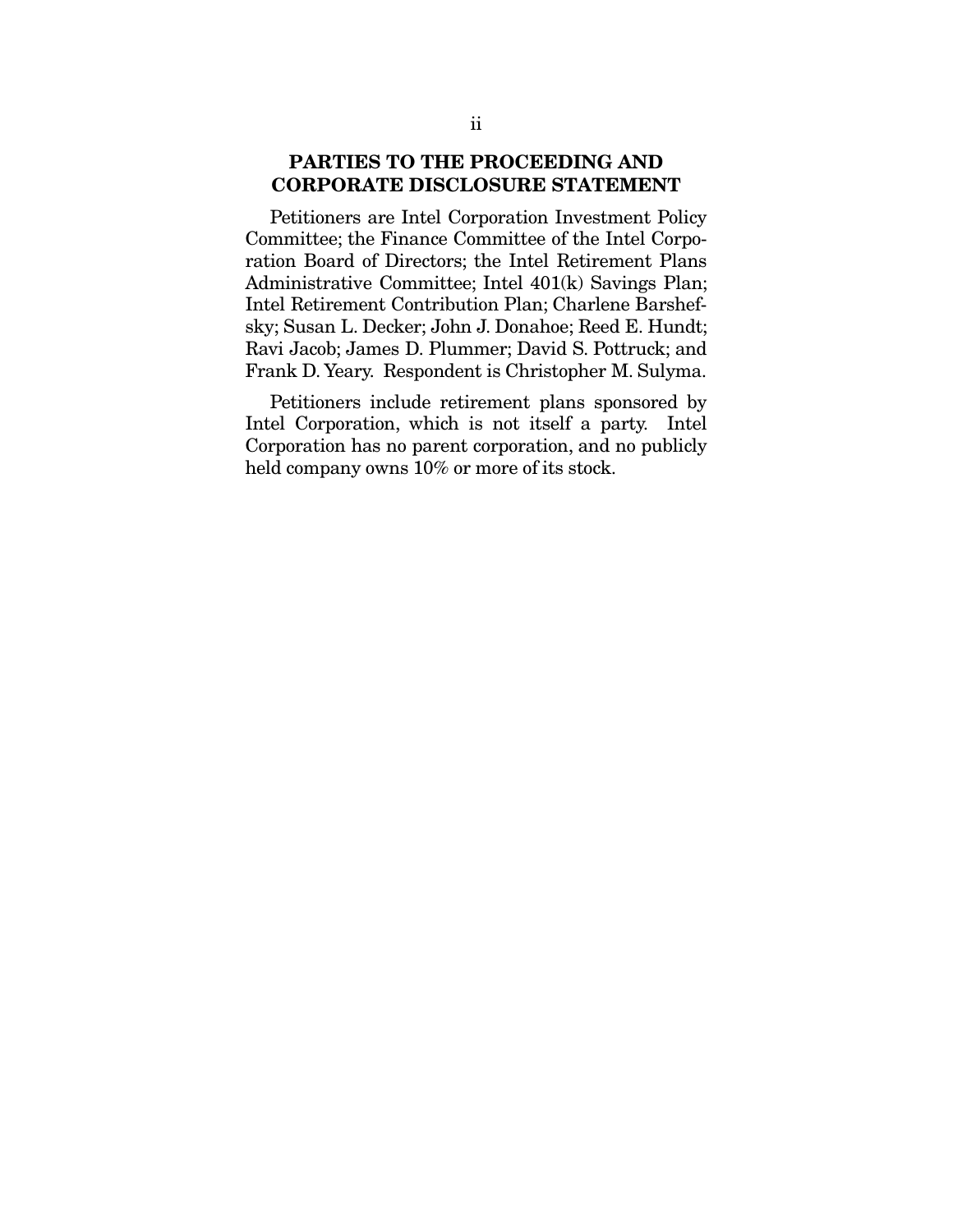## PARTIES TO THE PROCEEDING AND CORPORATE DISCLOSURE STATEMENT

Petitioners are Intel Corporation Investment Policy Committee; the Finance Committee of the Intel Corporation Board of Directors; the Intel Retirement Plans Administrative Committee; Intel 401(k) Savings Plan; Intel Retirement Contribution Plan; Charlene Barshefsky; Susan L. Decker; John J. Donahoe; Reed E. Hundt; Ravi Jacob; James D. Plummer; David S. Pottruck; and Frank D. Yeary. Respondent is Christopher M. Sulyma.

Petitioners include retirement plans sponsored by Intel Corporation, which is not itself a party. Intel Corporation has no parent corporation, and no publicly held company owns 10% or more of its stock.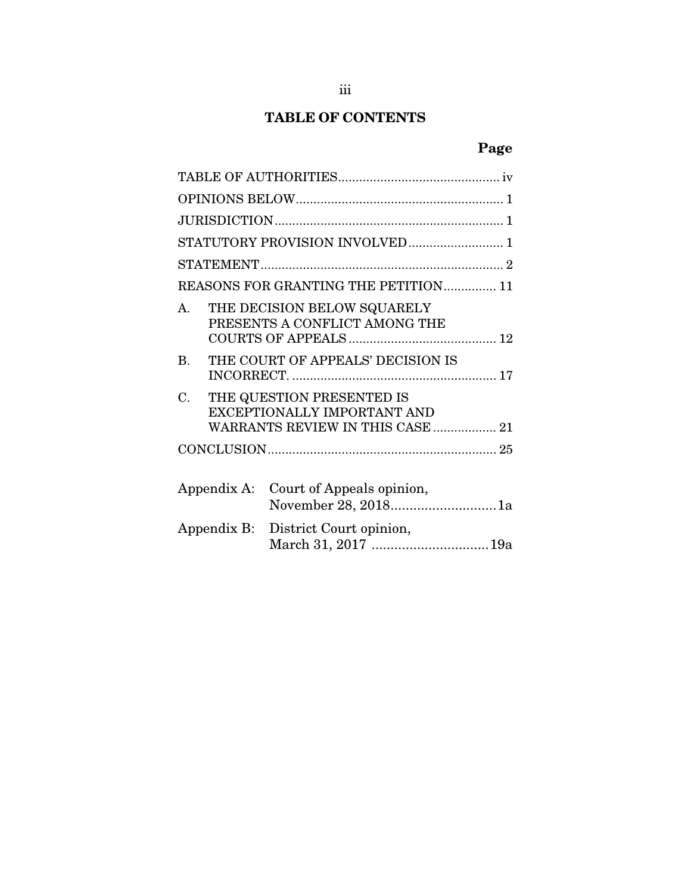# TABLE OF CONTENTS

| | Page |
|---|---|
| TABLE OF AUTHORITIES | iv |
| OPINIONS BELOW | 1 |
| JURISDICTION | 1 |
| STATUTORY PROVISION INVOLVED | 1 |
| STATEMENT | 2 |
| REASONS FOR GRANTING THE PETITION | 11 |
| A. THE DECISION BELOW SQUARELY PRESENTS A CONFLICT AMONG THE COURTS OF APPEALS | 12 |
| B. THE COURT OF APPEALS' DECISION IS INCORRECT. | 17 |
| C. THE QUESTION PRESENTED IS EXCEPTIONALLY IMPORTANT AND WARRANTS REVIEW IN THIS CASE | 21 |
| CONCLUSION | 25 |

| | | |
|---|---|---|
| Appendix A: | Court of Appeals opinion, November 28, 2018 | 1a |
| Appendix B: | District Court opinion, March 31, 2017 | 19a |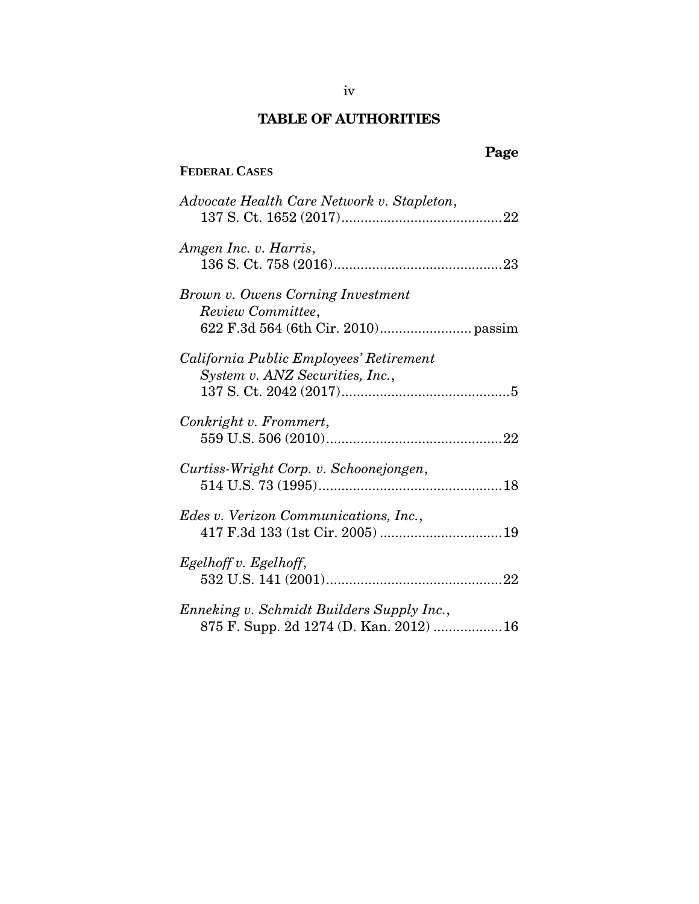## TABLE OF AUTHORITIES

**Page**

**FEDERAL CASES**

*Advocate Health Care Network v. Stapleton*, 137 S. Ct. 1652 (2017)..........................................22

*Amgen Inc. v. Harris*, 136 S. Ct. 758 (2016)............................................23

*Brown v. Owens Corning Investment Review Committee*, 622 F.3d 564 (6th Cir. 2010)........................ passim

*California Public Employees' Retirement System v. ANZ Securities, Inc.*, 137 S. Ct. 2042 (2017)............................................5

*Conkright v. Frommert*, 559 U.S. 506 (2010)..............................................22

*Curtiss-Wright Corp. v. Schoonejongen*, 514 U.S. 73 (1995)................................................18

*Edes v. Verizon Communications, Inc.*, 417 F.3d 133 (1st Cir. 2005) ................................19

*Egelhoff v. Egelhoff*, 532 U.S. 141 (2001)..............................................22

*Enneking v. Schmidt Builders Supply Inc.*, 875 F. Supp. 2d 1274 (D. Kan. 2012) ..................16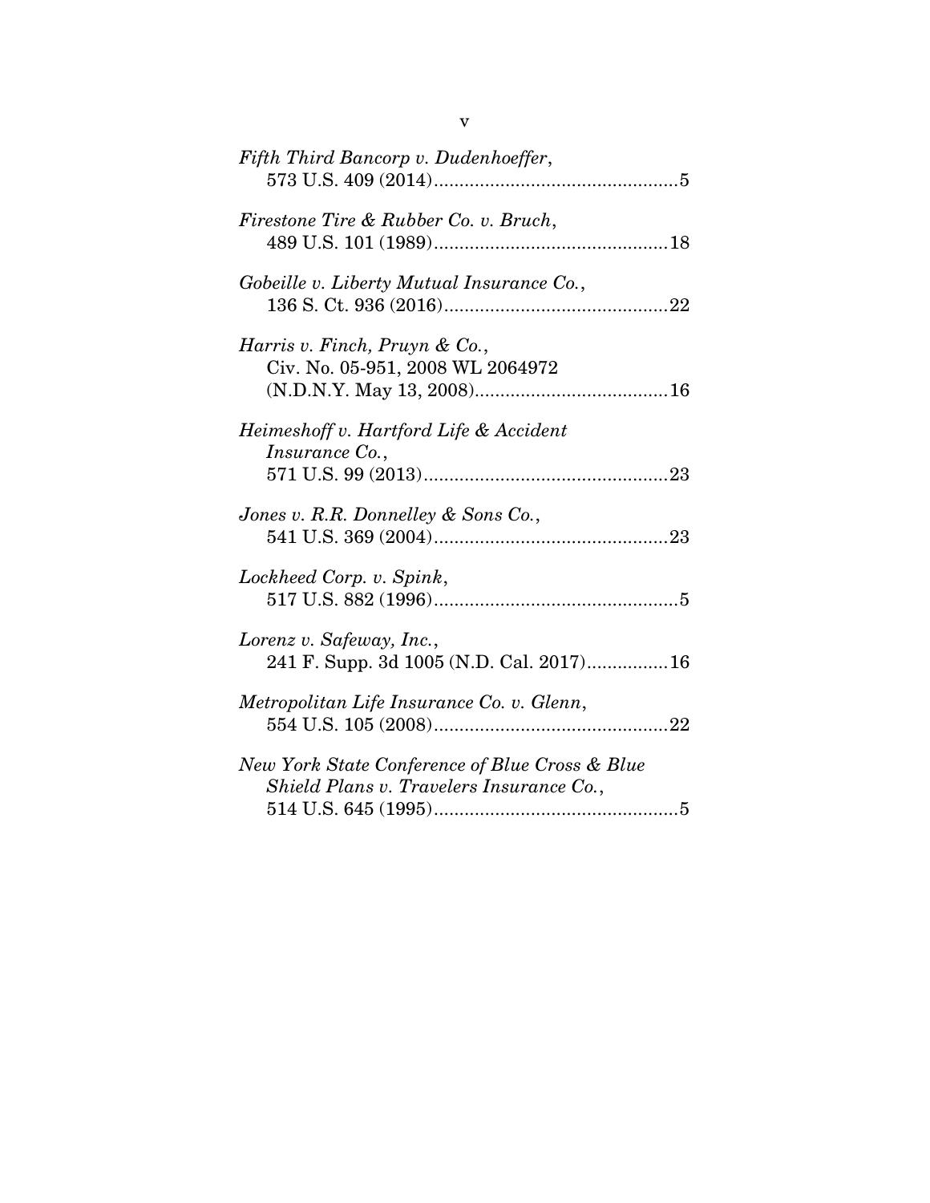*Fifth Third Bancorp v. Dudenhoeffer*,
573 U.S. 409 (2014)................................................5

*Firestone Tire & Rubber Co. v. Bruch*,
489 U.S. 101 (1989)..............................................18

*Gobeille v. Liberty Mutual Insurance Co.*,
136 S. Ct. 936 (2016)............................................22

*Harris v. Finch, Pruyn & Co.*,
Civ. No. 05-951, 2008 WL 2064972
(N.D.N.Y. May 13, 2008)......................................16

*Heimeshoff v. Hartford Life & Accident Insurance Co.*,
571 U.S. 99 (2013)................................................23

*Jones v. R.R. Donnelley & Sons Co.*,
541 U.S. 369 (2004)..............................................23

*Lockheed Corp. v. Spink*,
517 U.S. 882 (1996)................................................5

*Lorenz v. Safeway, Inc.*,
241 F. Supp. 3d 1005 (N.D. Cal. 2017)................16

*Metropolitan Life Insurance Co. v. Glenn*,
554 U.S. 105 (2008)..............................................22

*New York State Conference of Blue Cross & Blue Shield Plans v. Travelers Insurance Co.*,
514 U.S. 645 (1995)................................................5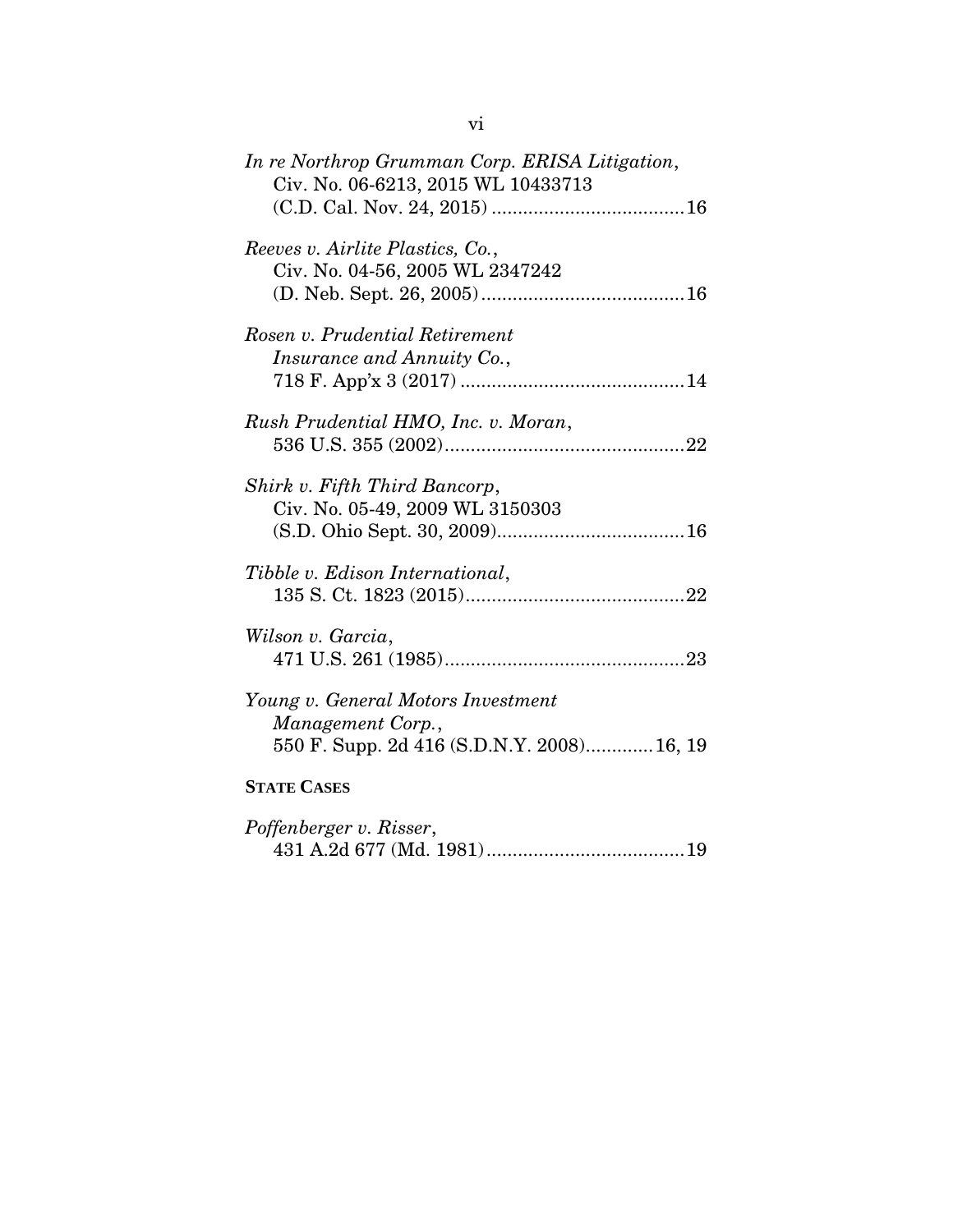*In re Northrop Grumman Corp. ERISA Litigation*, Civ. No. 06-6213, 2015 WL 10433713 (C.D. Cal. Nov. 24, 2015) .....................................16

*Reeves v. Airlite Plastics, Co.*, Civ. No. 04-56, 2005 WL 2347242 (D. Neb. Sept. 26, 2005).......................................16

*Rosen v. Prudential Retirement Insurance and Annuity Co.*, 718 F. App'x 3 (2017) ...........................................14

*Rush Prudential HMO, Inc. v. Moran*, 536 U.S. 355 (2002)..............................................22

*Shirk v. Fifth Third Bancorp*, Civ. No. 05-49, 2009 WL 3150303 (S.D. Ohio Sept. 30, 2009)....................................16

*Tibble v. Edison International*, 135 S. Ct. 1823 (2015)..........................................22

*Wilson v. Garcia*, 471 U.S. 261 (1985)..............................................23

*Young v. General Motors Investment Management Corp.*, 550 F. Supp. 2d 416 (S.D.N.Y. 2008).............16, 19

**STATE CASES**

*Poffenberger v. Risser*, 431 A.2d 677 (Md. 1981)......................................19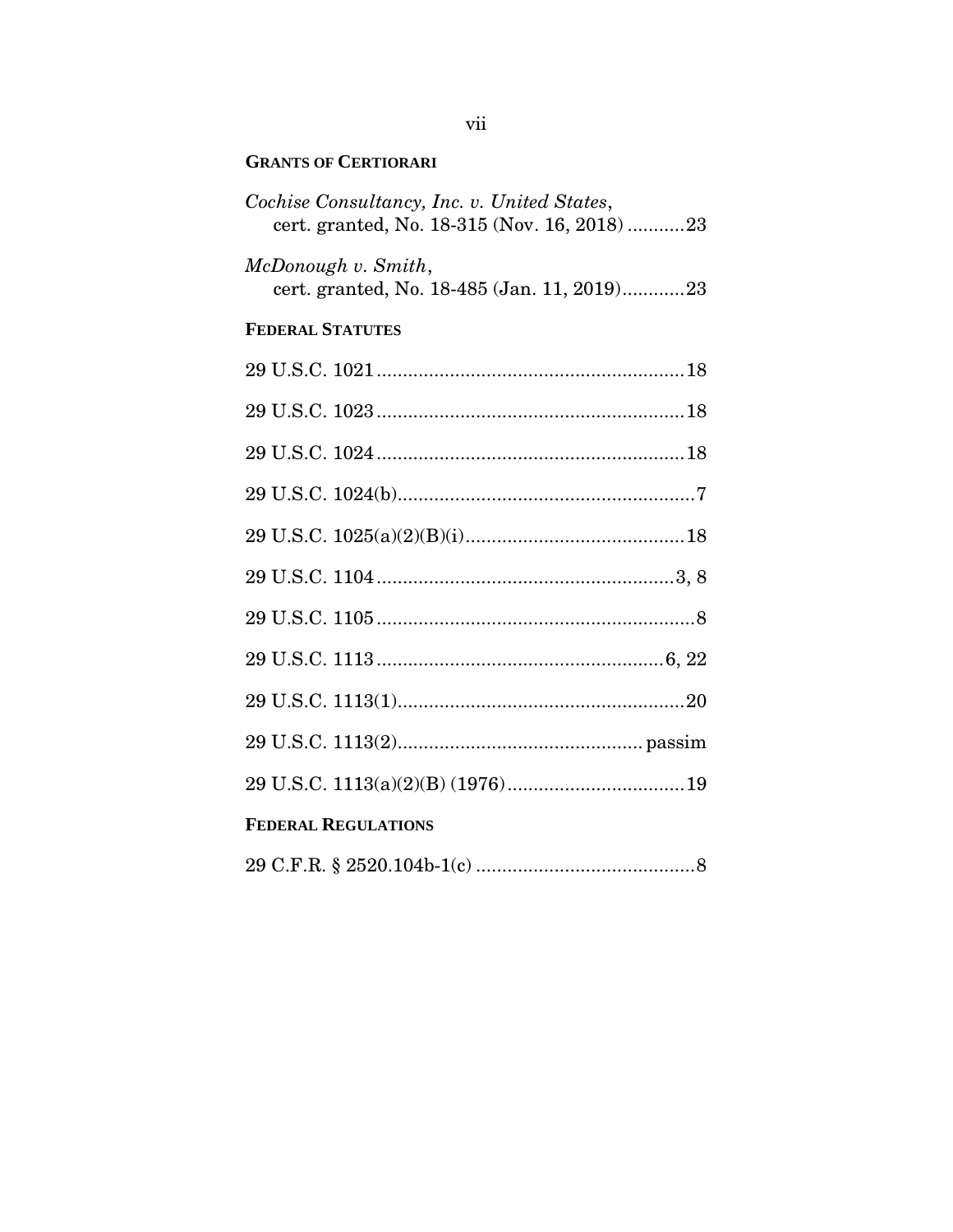**GRANTS OF CERTIORARI**

*Cochise Consultancy, Inc. v. United States*, cert. granted, No. 18-315 (Nov. 16, 2018) ...........23

*McDonough v. Smith*, cert. granted, No. 18-485 (Jan. 11, 2019)............23

**FEDERAL STATUTES**

29 U.S.C. 1021...........................................................18

29 U.S.C. 1023...........................................................18

29 U.S.C. 1024...........................................................18

29 U.S.C. 1024(b).........................................................7

29 U.S.C. 1025(a)(2)(B)(i)..........................................18

29 U.S.C. 1104.........................................................3, 8

29 U.S.C. 1105.............................................................8

29 U.S.C. 1113......................................................6, 22

29 U.S.C. 1113(1).......................................................20

29 U.S.C. 1113(2)............................................... passim

29 U.S.C. 1113(a)(2)(B) (1976)..................................19

**FEDERAL REGULATIONS**

29 C.F.R. § 2520.104b-1(c) ..........................................8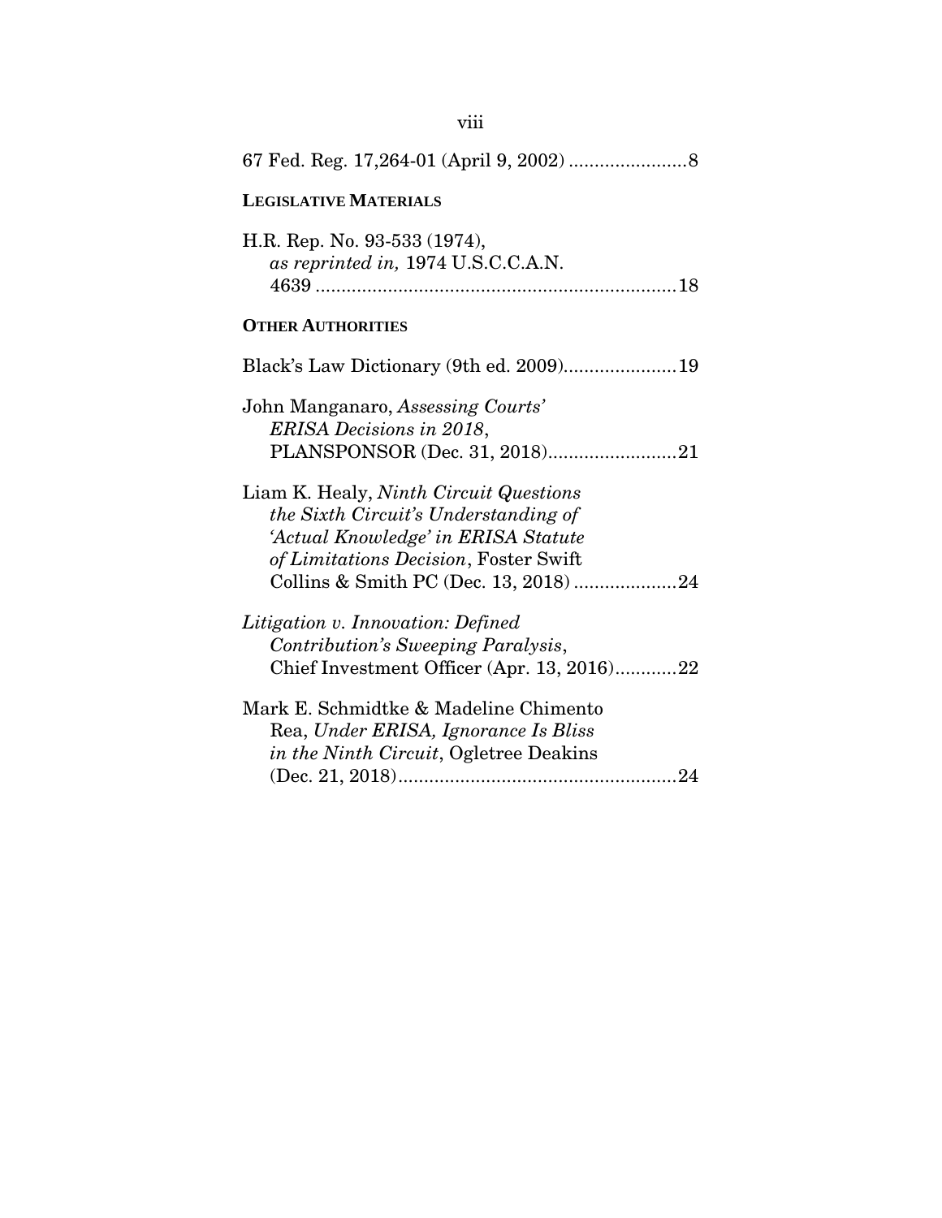67 Fed. Reg. 17,264-01 (April 9, 2002) .......................8

**LEGISLATIVE MATERIALS**

H.R. Rep. No. 93-533 (1974),
*as reprinted in,* 1974 U.S.C.C.A.N.
4639 ......................................................................18

**OTHER AUTHORITIES**

Black's Law Dictionary (9th ed. 2009)......................19

John Manganaro, *Assessing Courts' ERISA Decisions in 2018*,
PLANSPONSOR (Dec. 31, 2018).........................21

Liam K. Healy, *Ninth Circuit Questions the Sixth Circuit's Understanding of 'Actual Knowledge' in ERISA Statute of Limitations Decision*, Foster Swift Collins & Smith PC (Dec. 13, 2018) ....................24

*Litigation v. Innovation: Defined Contribution's Sweeping Paralysis*,
Chief Investment Officer (Apr. 13, 2016)............22

Mark E. Schmidtke & Madeline Chimento Rea, *Under ERISA, Ignorance Is Bliss in the Ninth Circuit*, Ogletree Deakins
(Dec. 21, 2018)......................................................24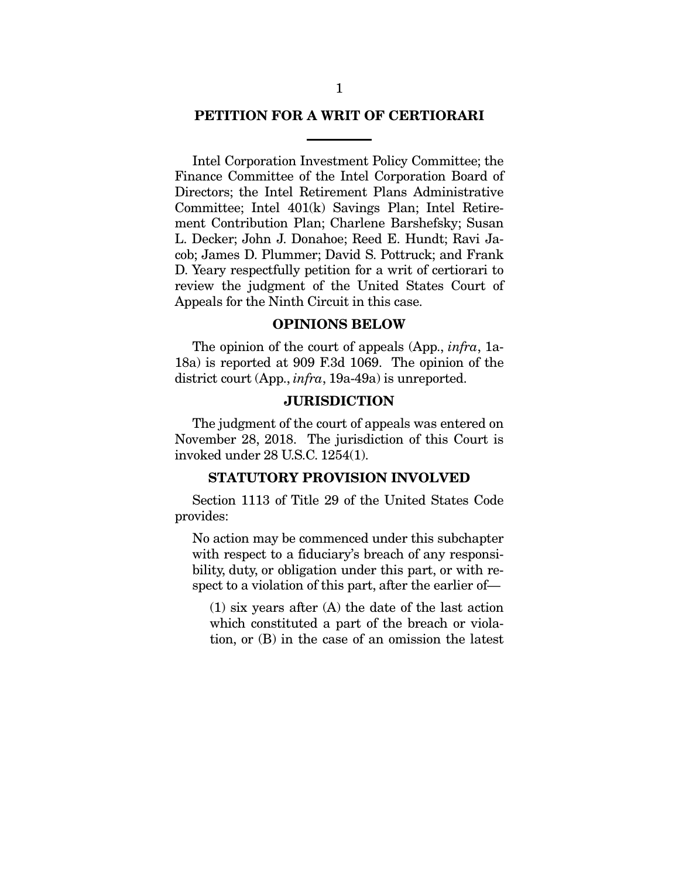## PETITION FOR A WRIT OF CERTIORARI

Intel Corporation Investment Policy Committee; the Finance Committee of the Intel Corporation Board of Directors; the Intel Retirement Plans Administrative Committee; Intel 401(k) Savings Plan; Intel Retirement Contribution Plan; Charlene Barshefsky; Susan L. Decker; John J. Donahoe; Reed E. Hundt; Ravi Jacob; James D. Plummer; David S. Pottruck; and Frank D. Yeary respectfully petition for a writ of certiorari to review the judgment of the United States Court of Appeals for the Ninth Circuit in this case.

### OPINIONS BELOW

The opinion of the court of appeals (App., *infra*, 1a-18a) is reported at 909 F.3d 1069. The opinion of the district court (App., *infra*, 19a-49a) is unreported.

### JURISDICTION

The judgment of the court of appeals was entered on November 28, 2018. The jurisdiction of this Court is invoked under 28 U.S.C. 1254(1).

### STATUTORY PROVISION INVOLVED

Section 1113 of Title 29 of the United States Code provides:

> No action may be commenced under this subchapter with respect to a fiduciary's breach of any responsibility, duty, or obligation under this part, or with respect to a violation of this part, after the earlier of—
>
> (1) six years after (A) the date of the last action which constituted a part of the breach or violation, or (B) in the case of an omission the latest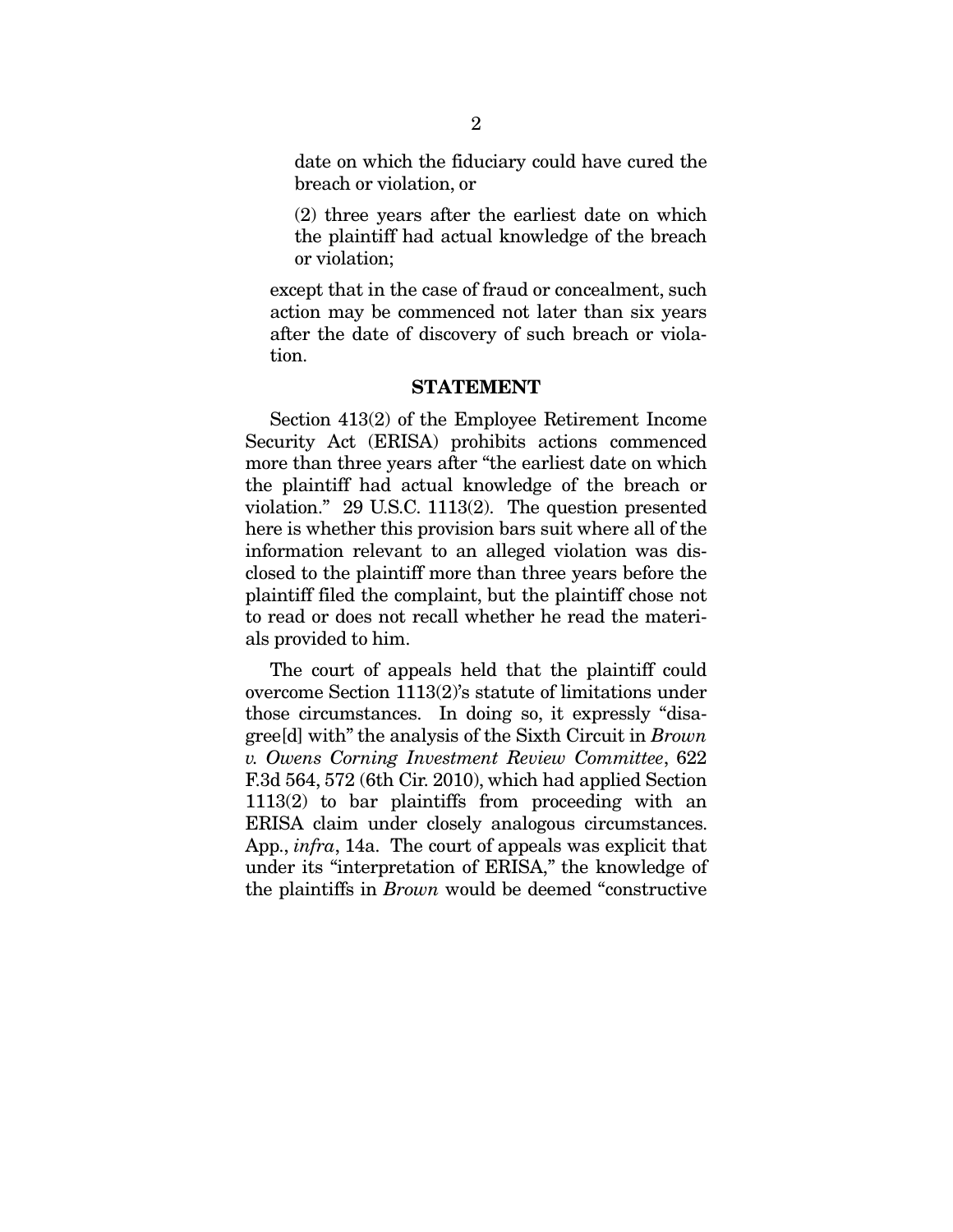date on which the fiduciary could have cured the breach or violation, or

(2) three years after the earliest date on which the plaintiff had actual knowledge of the breach or violation;

except that in the case of fraud or concealment, such action may be commenced not later than six years after the date of discovery of such breach or violation.

## STATEMENT

Section 413(2) of the Employee Retirement Income Security Act (ERISA) prohibits actions commenced more than three years after "the earliest date on which the plaintiff had actual knowledge of the breach or violation." 29 U.S.C. 1113(2). The question presented here is whether this provision bars suit where all of the information relevant to an alleged violation was disclosed to the plaintiff more than three years before the plaintiff filed the complaint, but the plaintiff chose not to read or does not recall whether he read the materials provided to him.

The court of appeals held that the plaintiff could overcome Section 1113(2)'s statute of limitations under those circumstances. In doing so, it expressly "disagree[d] with" the analysis of the Sixth Circuit in *Brown v. Owens Corning Investment Review Committee*, 622 F.3d 564, 572 (6th Cir. 2010), which had applied Section 1113(2) to bar plaintiffs from proceeding with an ERISA claim under closely analogous circumstances. App., *infra*, 14a. The court of appeals was explicit that under its "interpretation of ERISA," the knowledge of the plaintiffs in *Brown* would be deemed "constructive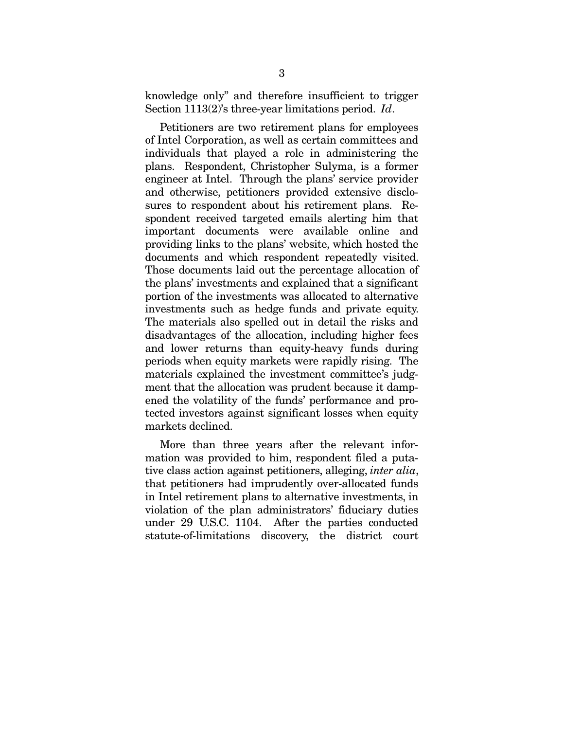knowledge only" and therefore insufficient to trigger Section 1113(2)'s three-year limitations period. *Id*.

Petitioners are two retirement plans for employees of Intel Corporation, as well as certain committees and individuals that played a role in administering the plans. Respondent, Christopher Sulyma, is a former engineer at Intel. Through the plans' service provider and otherwise, petitioners provided extensive disclosures to respondent about his retirement plans. Respondent received targeted emails alerting him that important documents were available online and providing links to the plans' website, which hosted the documents and which respondent repeatedly visited. Those documents laid out the percentage allocation of the plans' investments and explained that a significant portion of the investments was allocated to alternative investments such as hedge funds and private equity. The materials also spelled out in detail the risks and disadvantages of the allocation, including higher fees and lower returns than equity-heavy funds during periods when equity markets were rapidly rising. The materials explained the investment committee's judgment that the allocation was prudent because it dampened the volatility of the funds' performance and protected investors against significant losses when equity markets declined.

More than three years after the relevant information was provided to him, respondent filed a putative class action against petitioners, alleging, *inter alia*, that petitioners had imprudently over-allocated funds in Intel retirement plans to alternative investments, in violation of the plan administrators' fiduciary duties under 29 U.S.C. 1104. After the parties conducted statute-of-limitations discovery, the district court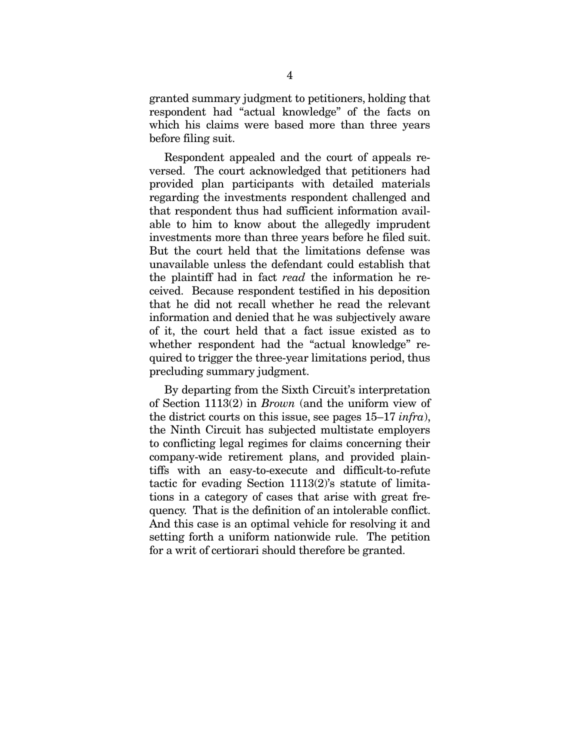granted summary judgment to petitioners, holding that respondent had "actual knowledge" of the facts on which his claims were based more than three years before filing suit.

Respondent appealed and the court of appeals reversed. The court acknowledged that petitioners had provided plan participants with detailed materials regarding the investments respondent challenged and that respondent thus had sufficient information available to him to know about the allegedly imprudent investments more than three years before he filed suit. But the court held that the limitations defense was unavailable unless the defendant could establish that the plaintiff had in fact *read* the information he received. Because respondent testified in his deposition that he did not recall whether he read the relevant information and denied that he was subjectively aware of it, the court held that a fact issue existed as to whether respondent had the "actual knowledge" required to trigger the three-year limitations period, thus precluding summary judgment.

By departing from the Sixth Circuit's interpretation of Section 1113(2) in *Brown* (and the uniform view of the district courts on this issue, see pages 15–17 *infra*), the Ninth Circuit has subjected multistate employers to conflicting legal regimes for claims concerning their company-wide retirement plans, and provided plaintiffs with an easy-to-execute and difficult-to-refute tactic for evading Section 1113(2)'s statute of limitations in a category of cases that arise with great frequency. That is the definition of an intolerable conflict. And this case is an optimal vehicle for resolving it and setting forth a uniform nationwide rule. The petition for a writ of certiorari should therefore be granted.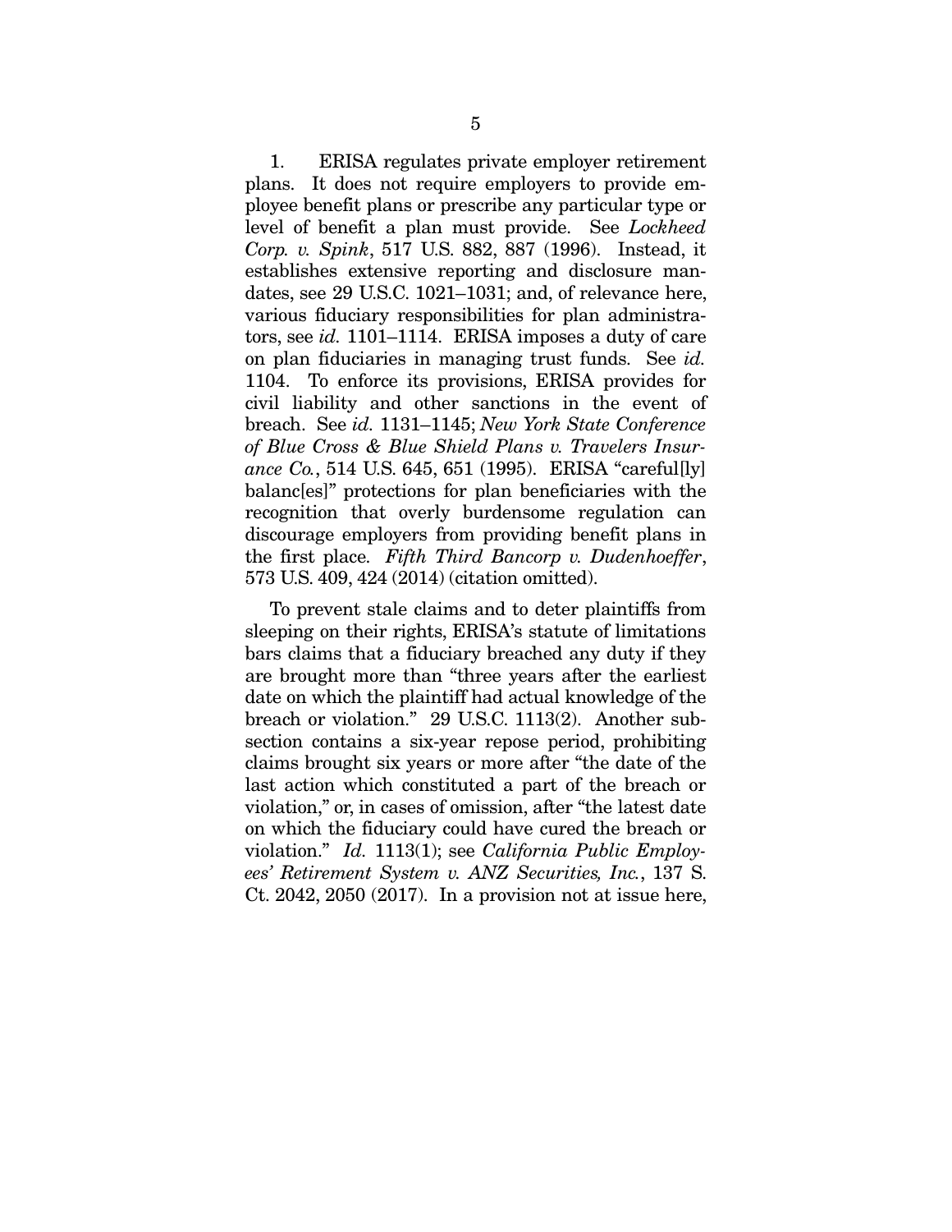1. ERISA regulates private employer retirement plans. It does not require employers to provide employee benefit plans or prescribe any particular type or level of benefit a plan must provide. See *Lockheed Corp. v. Spink*, 517 U.S. 882, 887 (1996). Instead, it establishes extensive reporting and disclosure mandates, see 29 U.S.C. 1021–1031; and, of relevance here, various fiduciary responsibilities for plan administrators, see *id.* 1101–1114. ERISA imposes a duty of care on plan fiduciaries in managing trust funds. See *id.* 1104. To enforce its provisions, ERISA provides for civil liability and other sanctions in the event of breach. See *id.* 1131–1145; *New York State Conference of Blue Cross & Blue Shield Plans v. Travelers Insurance Co.*, 514 U.S. 645, 651 (1995). ERISA "careful[ly] balanc[es]" protections for plan beneficiaries with the recognition that overly burdensome regulation can discourage employers from providing benefit plans in the first place. *Fifth Third Bancorp v. Dudenhoeffer*, 573 U.S. 409, 424 (2014) (citation omitted).

To prevent stale claims and to deter plaintiffs from sleeping on their rights, ERISA's statute of limitations bars claims that a fiduciary breached any duty if they are brought more than "three years after the earliest date on which the plaintiff had actual knowledge of the breach or violation." 29 U.S.C. 1113(2). Another subsection contains a six-year repose period, prohibiting claims brought six years or more after "the date of the last action which constituted a part of the breach or violation," or, in cases of omission, after "the latest date on which the fiduciary could have cured the breach or violation." *Id.* 1113(1); see *California Public Employees' Retirement System v. ANZ Securities, Inc.*, 137 S. Ct. 2042, 2050 (2017). In a provision not at issue here,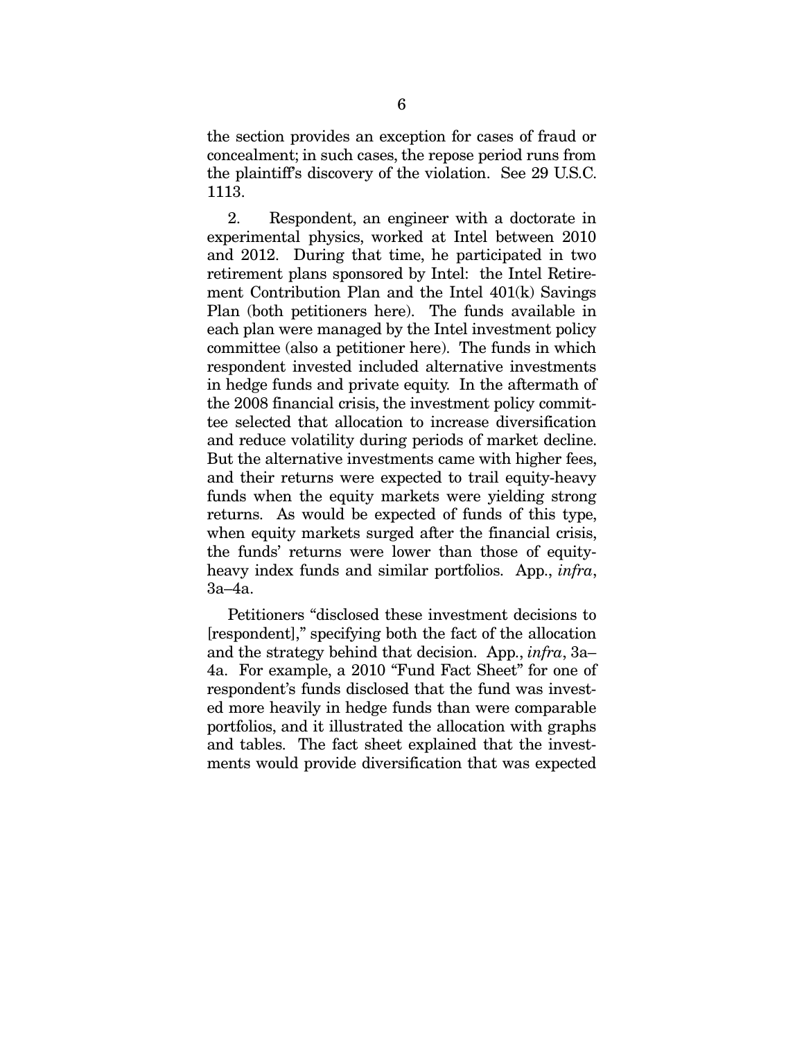the section provides an exception for cases of fraud or concealment; in such cases, the repose period runs from the plaintiff's discovery of the violation. See 29 U.S.C. 1113.

2. Respondent, an engineer with a doctorate in experimental physics, worked at Intel between 2010 and 2012. During that time, he participated in two retirement plans sponsored by Intel: the Intel Retirement Contribution Plan and the Intel 401(k) Savings Plan (both petitioners here). The funds available in each plan were managed by the Intel investment policy committee (also a petitioner here). The funds in which respondent invested included alternative investments in hedge funds and private equity. In the aftermath of the 2008 financial crisis, the investment policy committee selected that allocation to increase diversification and reduce volatility during periods of market decline. But the alternative investments came with higher fees, and their returns were expected to trail equity-heavy funds when the equity markets were yielding strong returns. As would be expected of funds of this type, when equity markets surged after the financial crisis, the funds' returns were lower than those of equity-heavy index funds and similar portfolios. App., *infra*, 3a–4a.

Petitioners "disclosed these investment decisions to [respondent]," specifying both the fact of the allocation and the strategy behind that decision. App., *infra*, 3a–4a. For example, a 2010 "Fund Fact Sheet" for one of respondent's funds disclosed that the fund was invested more heavily in hedge funds than were comparable portfolios, and it illustrated the allocation with graphs and tables. The fact sheet explained that the investments would provide diversification that was expected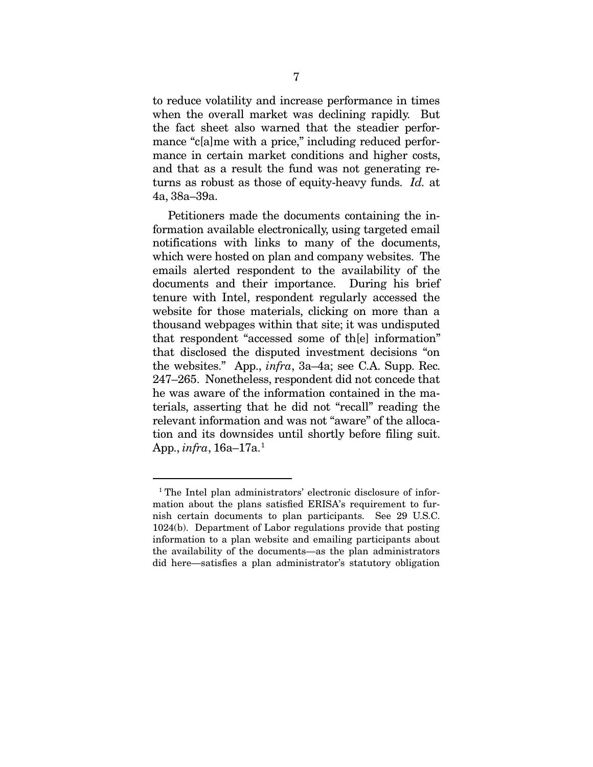to reduce volatility and increase performance in times when the overall market was declining rapidly. But the fact sheet also warned that the steadier performance "c[a]me with a price," including reduced performance in certain market conditions and higher costs, and that as a result the fund was not generating returns as robust as those of equity-heavy funds. *Id.* at 4a, 38a–39a.

Petitioners made the documents containing the information available electronically, using targeted email notifications with links to many of the documents, which were hosted on plan and company websites. The emails alerted respondent to the availability of the documents and their importance. During his brief tenure with Intel, respondent regularly accessed the website for those materials, clicking on more than a thousand webpages within that site; it was undisputed that respondent "accessed some of th[e] information" that disclosed the disputed investment decisions "on the websites." App., *infra*, 3a–4a; see C.A. Supp. Rec. 247–265. Nonetheless, respondent did not concede that he was aware of the information contained in the materials, asserting that he did not "recall" reading the relevant information and was not "aware" of the allocation and its downsides until shortly before filing suit. App., *infra*, 16a–17a.[1]

---

[1] The Intel plan administrators' electronic disclosure of information about the plans satisfied ERISA's requirement to furnish certain documents to plan participants. See 29 U.S.C. 1024(b). Department of Labor regulations provide that posting information to a plan website and emailing participants about the availability of the documents—as the plan administrators did here—satisfies a plan administrator's statutory obligation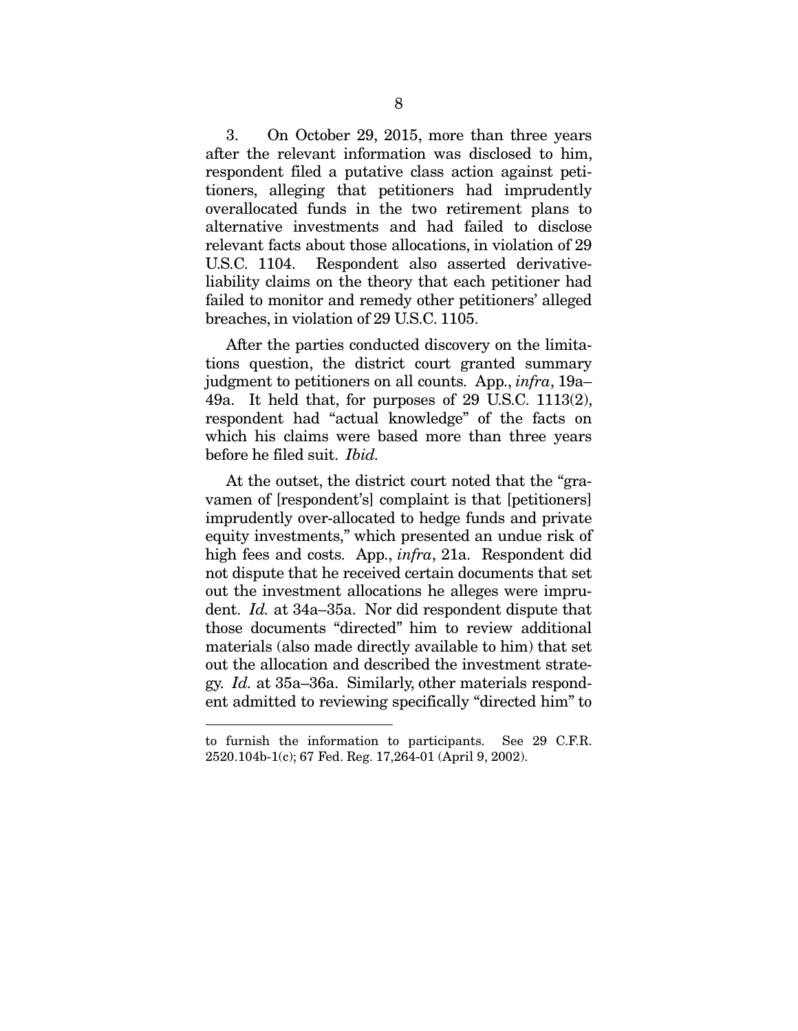3. On October 29, 2015, more than three years after the relevant information was disclosed to him, respondent filed a putative class action against petitioners, alleging that petitioners had imprudently overallocated funds in the two retirement plans to alternative investments and had failed to disclose relevant facts about those allocations, in violation of 29 U.S.C. 1104. Respondent also asserted derivative-liability claims on the theory that each petitioner had failed to monitor and remedy other petitioners' alleged breaches, in violation of 29 U.S.C. 1105.

After the parties conducted discovery on the limitations question, the district court granted summary judgment to petitioners on all counts. App., *infra*, 19a–49a. It held that, for purposes of 29 U.S.C. 1113(2), respondent had "actual knowledge" of the facts on which his claims were based more than three years before he filed suit. *Ibid.*

At the outset, the district court noted that the "gravamen of [respondent's] complaint is that [petitioners] imprudently over-allocated to hedge funds and private equity investments," which presented an undue risk of high fees and costs. App., *infra*, 21a. Respondent did not dispute that he received certain documents that set out the investment allocations he alleges were imprudent. *Id.* at 34a–35a. Nor did respondent dispute that those documents "directed" him to review additional materials (also made directly available to him) that set out the allocation and described the investment strategy. *Id.* at 35a–36a. Similarly, other materials respondent admitted to reviewing specifically "directed him" to

---

to furnish the information to participants. See 29 C.F.R. 2520.104b-1(c); 67 Fed. Reg. 17,264-01 (April 9, 2002).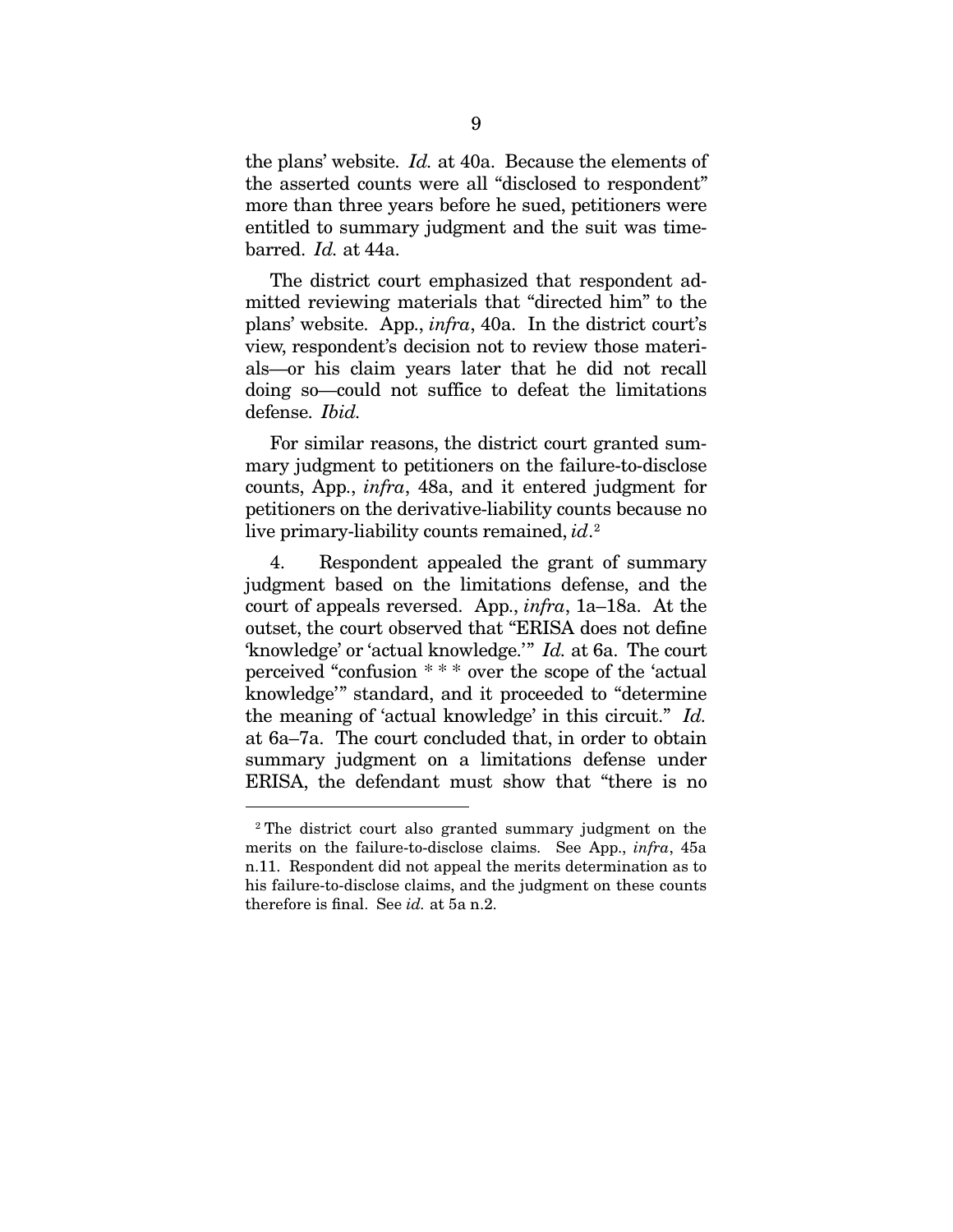the plans' website. *Id.* at 40a. Because the elements of the asserted counts were all "disclosed to respondent" more than three years before he sued, petitioners were entitled to summary judgment and the suit was time-barred. *Id.* at 44a.

The district court emphasized that respondent admitted reviewing materials that "directed him" to the plans' website. App., *infra*, 40a. In the district court's view, respondent's decision not to review those materials—or his claim years later that he did not recall doing so—could not suffice to defeat the limitations defense. *Ibid.*

For similar reasons, the district court granted summary judgment to petitioners on the failure-to-disclose counts, App., *infra*, 48a, and it entered judgment for petitioners on the derivative-liability counts because no live primary-liability counts remained, *id*.[2]

4. Respondent appealed the grant of summary judgment based on the limitations defense, and the court of appeals reversed. App., *infra*, 1a–18a. At the outset, the court observed that "ERISA does not define 'knowledge' or 'actual knowledge.'" *Id.* at 6a. The court perceived "confusion * * * over the scope of the 'actual knowledge'" standard, and it proceeded to "determine the meaning of 'actual knowledge' in this circuit." *Id.* at 6a–7a. The court concluded that, in order to obtain summary judgment on a limitations defense under ERISA, the defendant must show that "there is no

---

[2] The district court also granted summary judgment on the merits on the failure-to-disclose claims. See App., *infra*, 45a n.11. Respondent did not appeal the merits determination as to his failure-to-disclose claims, and the judgment on these counts therefore is final. See *id.* at 5a n.2.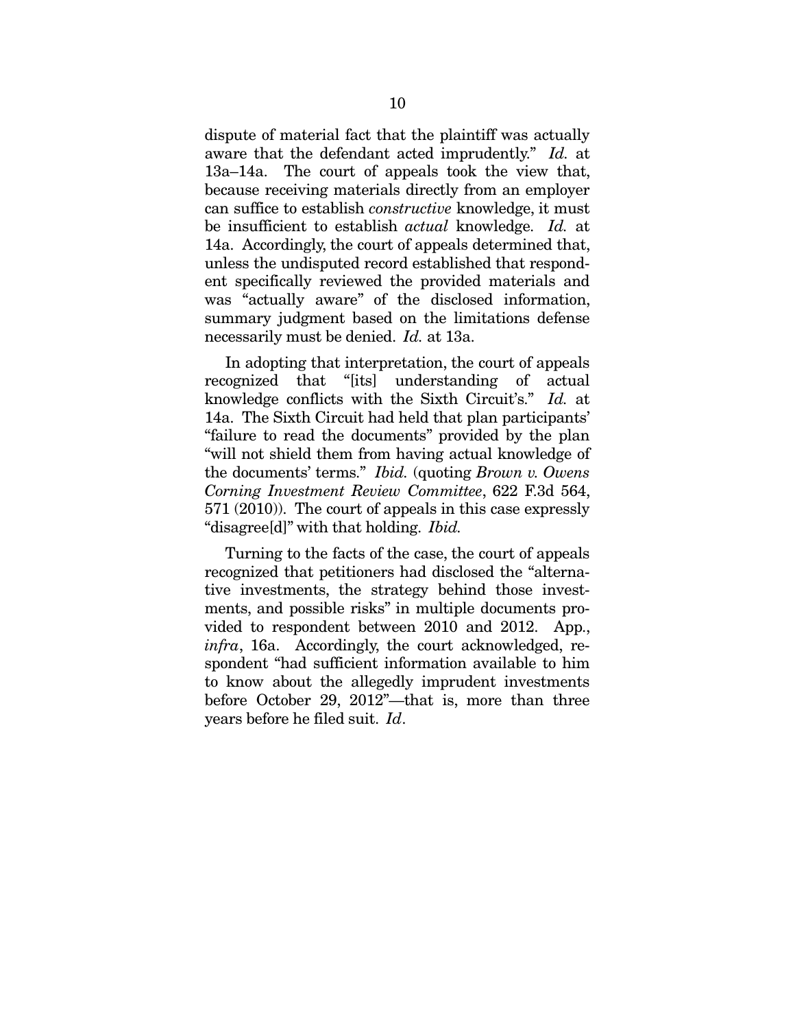dispute of material fact that the plaintiff was actually aware that the defendant acted imprudently." *Id.* at 13a–14a. The court of appeals took the view that, because receiving materials directly from an employer can suffice to establish *constructive* knowledge, it must be insufficient to establish *actual* knowledge. *Id.* at 14a. Accordingly, the court of appeals determined that, unless the undisputed record established that respondent specifically reviewed the provided materials and was "actually aware" of the disclosed information, summary judgment based on the limitations defense necessarily must be denied. *Id.* at 13a.

In adopting that interpretation, the court of appeals recognized that "[its] understanding of actual knowledge conflicts with the Sixth Circuit's." *Id.* at 14a. The Sixth Circuit had held that plan participants' "failure to read the documents" provided by the plan "will not shield them from having actual knowledge of the documents' terms." *Ibid.* (quoting *Brown v. Owens Corning Investment Review Committee*, 622 F.3d 564, 571 (2010)). The court of appeals in this case expressly "disagree[d]" with that holding. *Ibid.*

Turning to the facts of the case, the court of appeals recognized that petitioners had disclosed the "alternative investments, the strategy behind those investments, and possible risks" in multiple documents provided to respondent between 2010 and 2012. App., *infra*, 16a. Accordingly, the court acknowledged, respondent "had sufficient information available to him to know about the allegedly imprudent investments before October 29, 2012"—that is, more than three years before he filed suit. *Id*.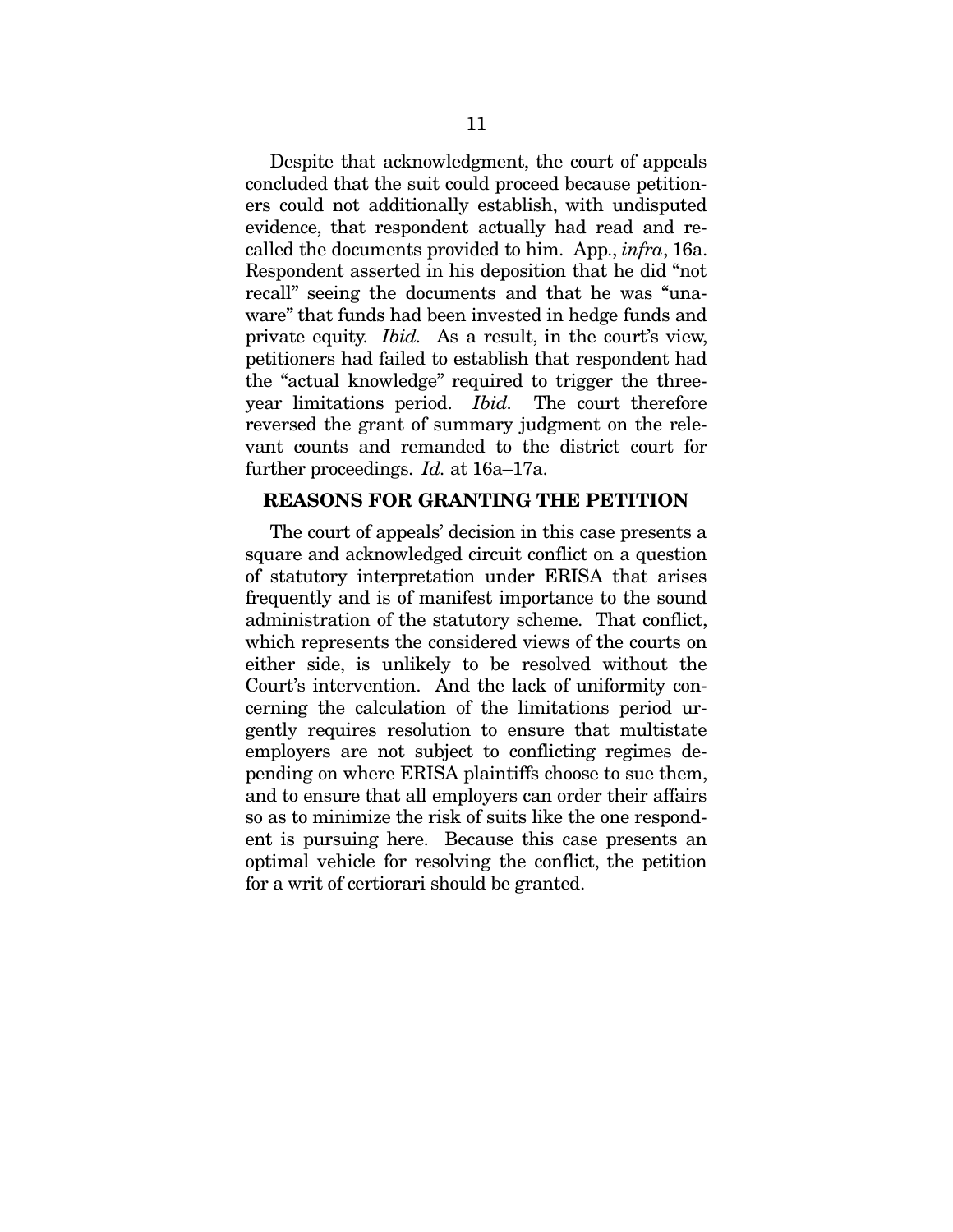Despite that acknowledgment, the court of appeals concluded that the suit could proceed because petitioners could not additionally establish, with undisputed evidence, that respondent actually had read and recalled the documents provided to him. App., *infra*, 16a. Respondent asserted in his deposition that he did "not recall" seeing the documents and that he was "unaware" that funds had been invested in hedge funds and private equity. *Ibid.* As a result, in the court's view, petitioners had failed to establish that respondent had the "actual knowledge" required to trigger the three-year limitations period. *Ibid.* The court therefore reversed the grant of summary judgment on the relevant counts and remanded to the district court for further proceedings. *Id.* at 16a–17a.

## REASONS FOR GRANTING THE PETITION

The court of appeals' decision in this case presents a square and acknowledged circuit conflict on a question of statutory interpretation under ERISA that arises frequently and is of manifest importance to the sound administration of the statutory scheme. That conflict, which represents the considered views of the courts on either side, is unlikely to be resolved without the Court's intervention. And the lack of uniformity concerning the calculation of the limitations period urgently requires resolution to ensure that multistate employers are not subject to conflicting regimes depending on where ERISA plaintiffs choose to sue them, and to ensure that all employers can order their affairs so as to minimize the risk of suits like the one respondent is pursuing here. Because this case presents an optimal vehicle for resolving the conflict, the petition for a writ of certiorari should be granted.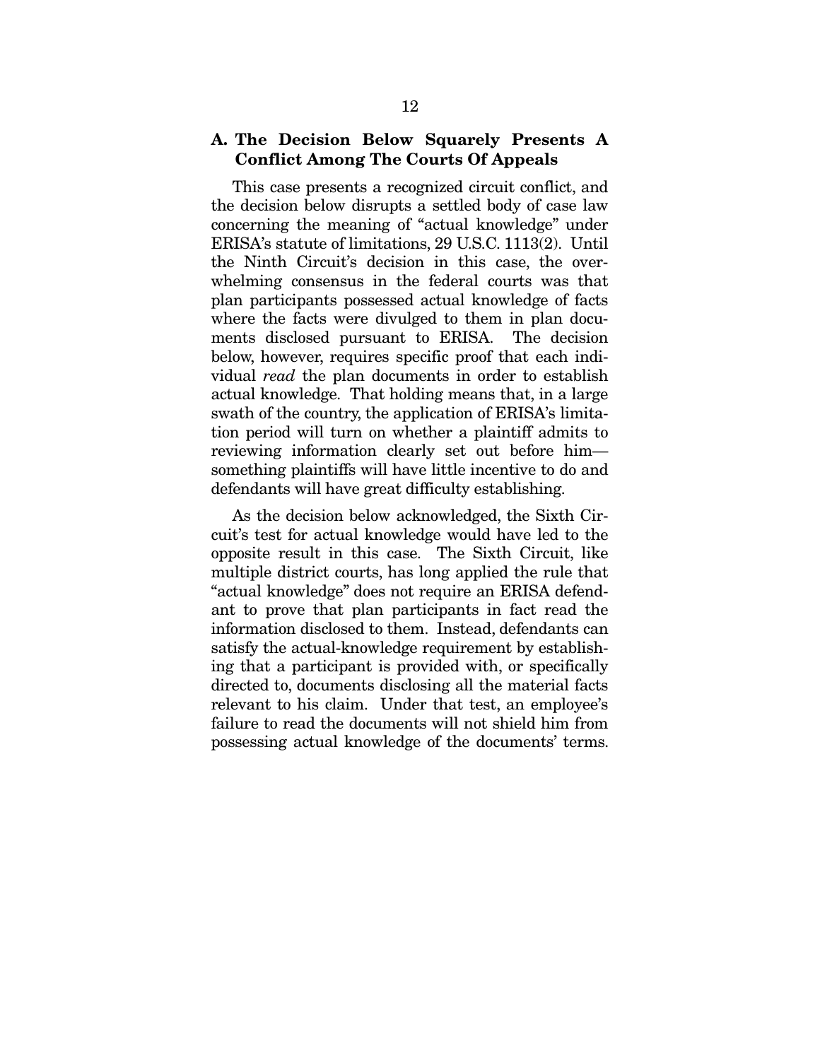### A. The Decision Below Squarely Presents A Conflict Among The Courts Of Appeals

This case presents a recognized circuit conflict, and the decision below disrupts a settled body of case law concerning the meaning of "actual knowledge" under ERISA's statute of limitations, 29 U.S.C. 1113(2). Until the Ninth Circuit's decision in this case, the overwhelming consensus in the federal courts was that plan participants possessed actual knowledge of facts where the facts were divulged to them in plan documents disclosed pursuant to ERISA. The decision below, however, requires specific proof that each individual *read* the plan documents in order to establish actual knowledge. That holding means that, in a large swath of the country, the application of ERISA's limitation period will turn on whether a plaintiff admits to reviewing information clearly set out before him—something plaintiffs will have little incentive to do and defendants will have great difficulty establishing.

As the decision below acknowledged, the Sixth Circuit's test for actual knowledge would have led to the opposite result in this case. The Sixth Circuit, like multiple district courts, has long applied the rule that "actual knowledge" does not require an ERISA defendant to prove that plan participants in fact read the information disclosed to them. Instead, defendants can satisfy the actual-knowledge requirement by establishing that a participant is provided with, or specifically directed to, documents disclosing all the material facts relevant to his claim. Under that test, an employee's failure to read the documents will not shield him from possessing actual knowledge of the documents' terms.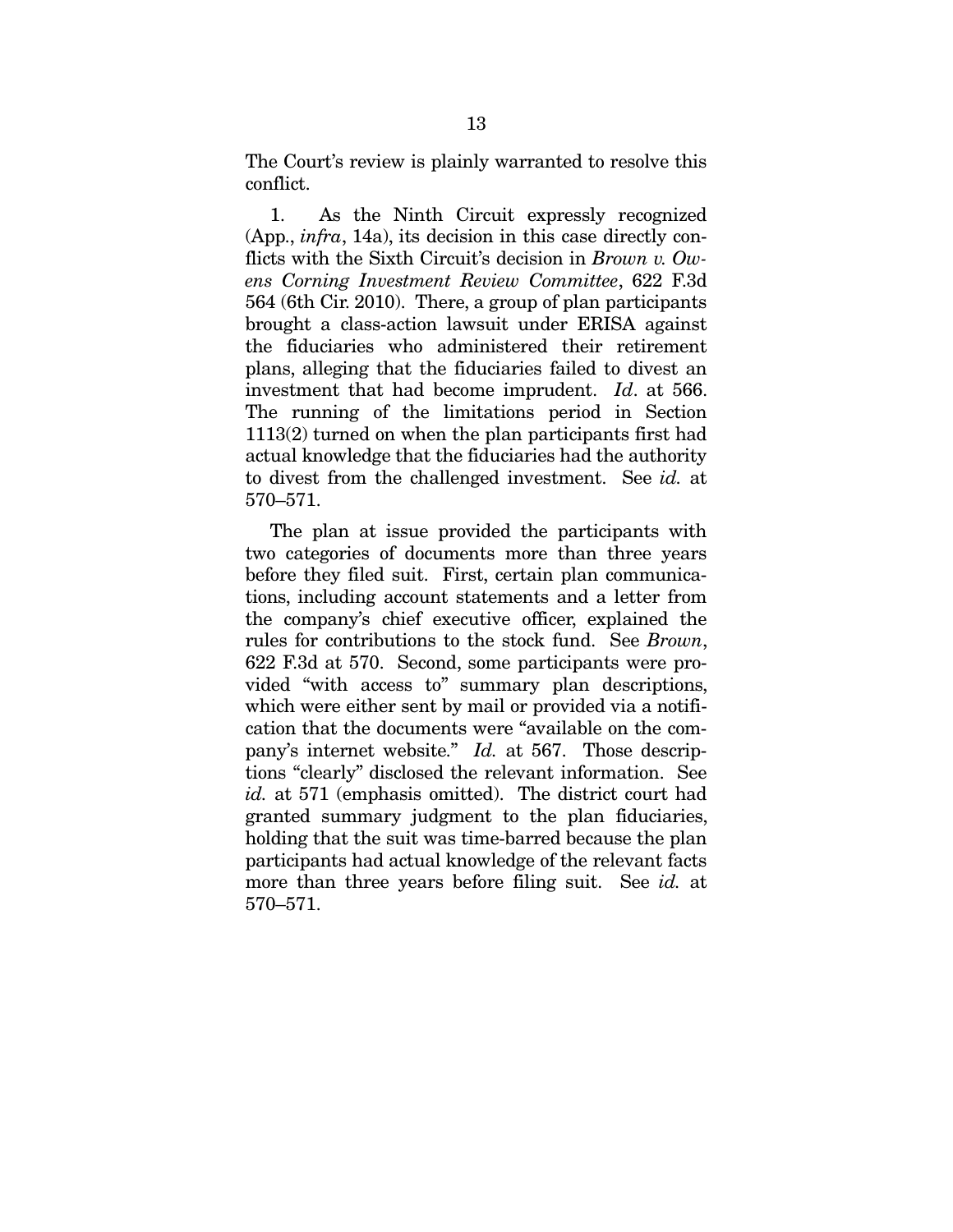The Court's review is plainly warranted to resolve this conflict.

1. As the Ninth Circuit expressly recognized (App., *infra*, 14a), its decision in this case directly conflicts with the Sixth Circuit's decision in *Brown v. Owens Corning Investment Review Committee*, 622 F.3d 564 (6th Cir. 2010). There, a group of plan participants brought a class-action lawsuit under ERISA against the fiduciaries who administered their retirement plans, alleging that the fiduciaries failed to divest an investment that had become imprudent. *Id*. at 566. The running of the limitations period in Section 1113(2) turned on when the plan participants first had actual knowledge that the fiduciaries had the authority to divest from the challenged investment. See *id.* at 570–571.

The plan at issue provided the participants with two categories of documents more than three years before they filed suit. First, certain plan communications, including account statements and a letter from the company's chief executive officer, explained the rules for contributions to the stock fund. See *Brown*, 622 F.3d at 570. Second, some participants were provided "with access to" summary plan descriptions, which were either sent by mail or provided via a notification that the documents were "available on the company's internet website." *Id.* at 567. Those descriptions "clearly" disclosed the relevant information. See *id.* at 571 (emphasis omitted). The district court had granted summary judgment to the plan fiduciaries, holding that the suit was time-barred because the plan participants had actual knowledge of the relevant facts more than three years before filing suit. See *id.* at 570–571.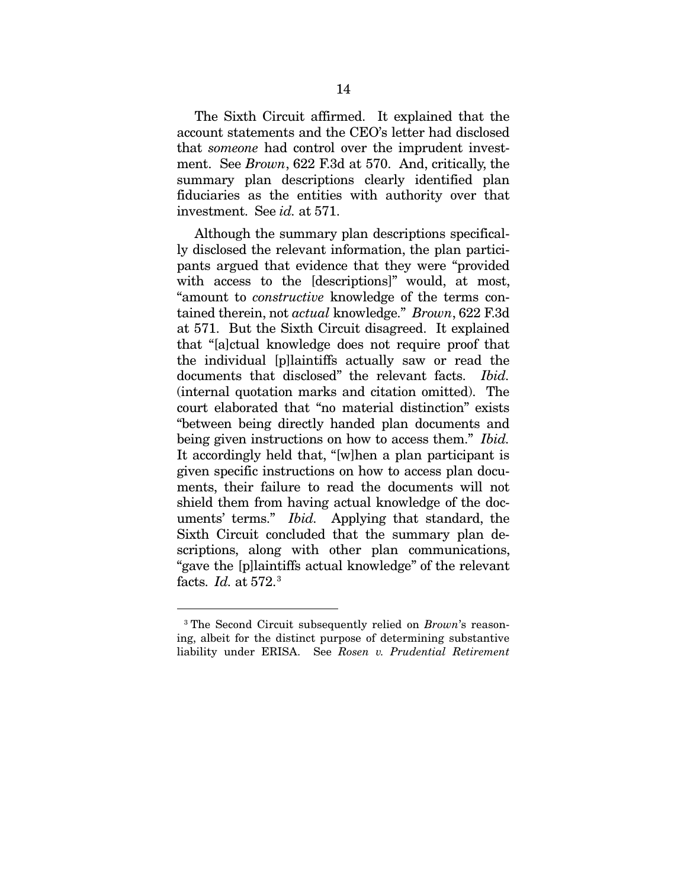The Sixth Circuit affirmed. It explained that the account statements and the CEO's letter had disclosed that *someone* had control over the imprudent investment. See *Brown*, 622 F.3d at 570. And, critically, the summary plan descriptions clearly identified plan fiduciaries as the entities with authority over that investment. See *id.* at 571.

Although the summary plan descriptions specifically disclosed the relevant information, the plan participants argued that evidence that they were "provided with access to the [descriptions]" would, at most, "amount to *constructive* knowledge of the terms contained therein, not *actual* knowledge." *Brown*, 622 F.3d at 571. But the Sixth Circuit disagreed. It explained that "[a]ctual knowledge does not require proof that the individual [p]laintiffs actually saw or read the documents that disclosed" the relevant facts. *Ibid.* (internal quotation marks and citation omitted). The court elaborated that "no material distinction" exists "between being directly handed plan documents and being given instructions on how to access them." *Ibid.* It accordingly held that, "[w]hen a plan participant is given specific instructions on how to access plan documents, their failure to read the documents will not shield them from having actual knowledge of the documents' terms." *Ibid.* Applying that standard, the Sixth Circuit concluded that the summary plan descriptions, along with other plan communications, "gave the [p]laintiffs actual knowledge" of the relevant facts. *Id.* at 572.[3]

---

[3] The Second Circuit subsequently relied on *Brown*'s reasoning, albeit for the distinct purpose of determining substantive liability under ERISA. See *Rosen v. Prudential Retirement*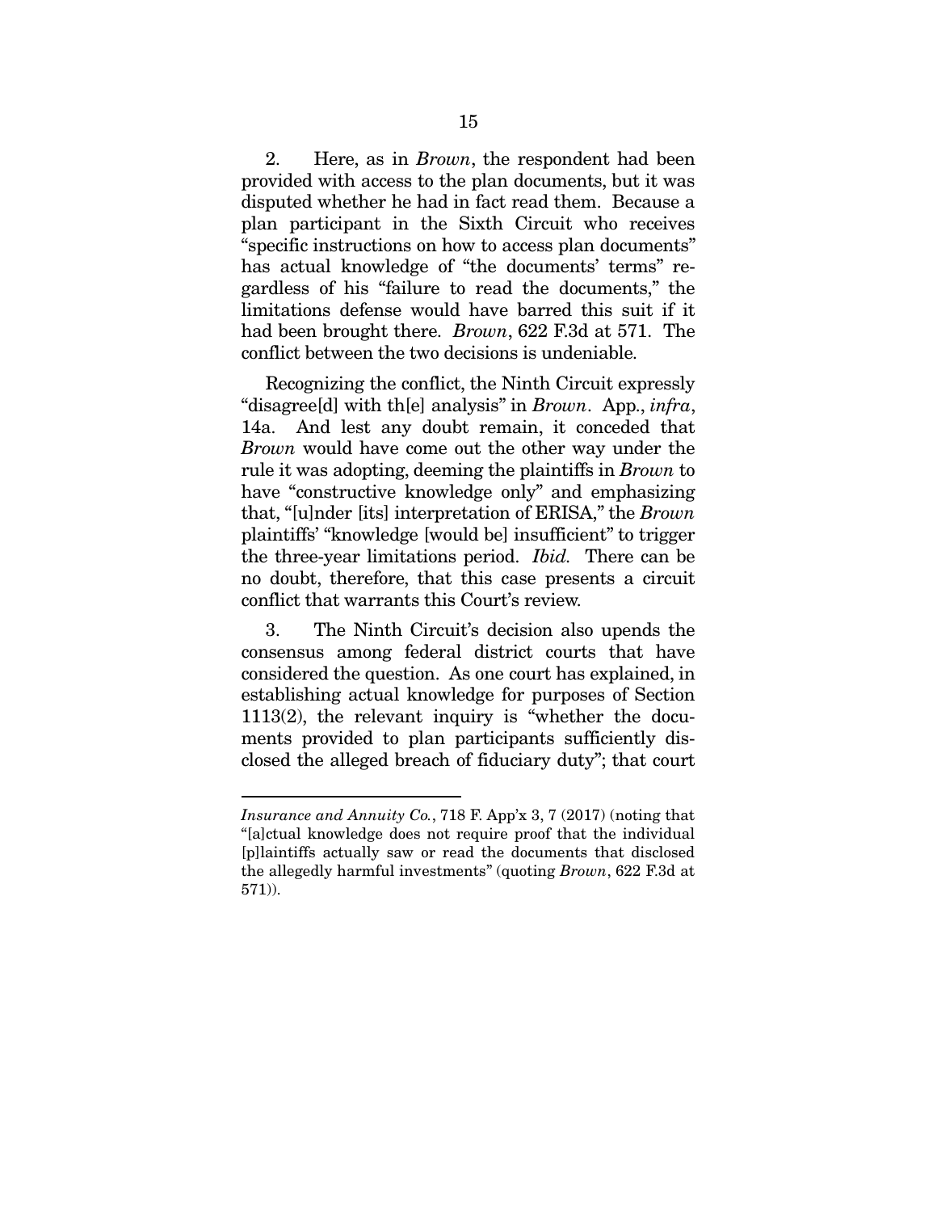2. Here, as in *Brown*, the respondent had been provided with access to the plan documents, but it was disputed whether he had in fact read them. Because a plan participant in the Sixth Circuit who receives "specific instructions on how to access plan documents" has actual knowledge of "the documents' terms" regardless of his "failure to read the documents," the limitations defense would have barred this suit if it had been brought there. *Brown*, 622 F.3d at 571. The conflict between the two decisions is undeniable.

Recognizing the conflict, the Ninth Circuit expressly "disagree[d] with th[e] analysis" in *Brown*. App., *infra*, 14a. And lest any doubt remain, it conceded that *Brown* would have come out the other way under the rule it was adopting, deeming the plaintiffs in *Brown* to have "constructive knowledge only" and emphasizing that, "[u]nder [its] interpretation of ERISA," the *Brown* plaintiffs' "knowledge [would be] insufficient" to trigger the three-year limitations period. *Ibid.* There can be no doubt, therefore, that this case presents a circuit conflict that warrants this Court's review.

3. The Ninth Circuit's decision also upends the consensus among federal district courts that have considered the question. As one court has explained, in establishing actual knowledge for purposes of Section 1113(2), the relevant inquiry is "whether the documents provided to plan participants sufficiently disclosed the alleged breach of fiduciary duty"; that court

---

*Insurance and Annuity Co.*, 718 F. App'x 3, 7 (2017) (noting that "[a]ctual knowledge does not require proof that the individual [p]laintiffs actually saw or read the documents that disclosed the allegedly harmful investments" (quoting *Brown*, 622 F.3d at 571)).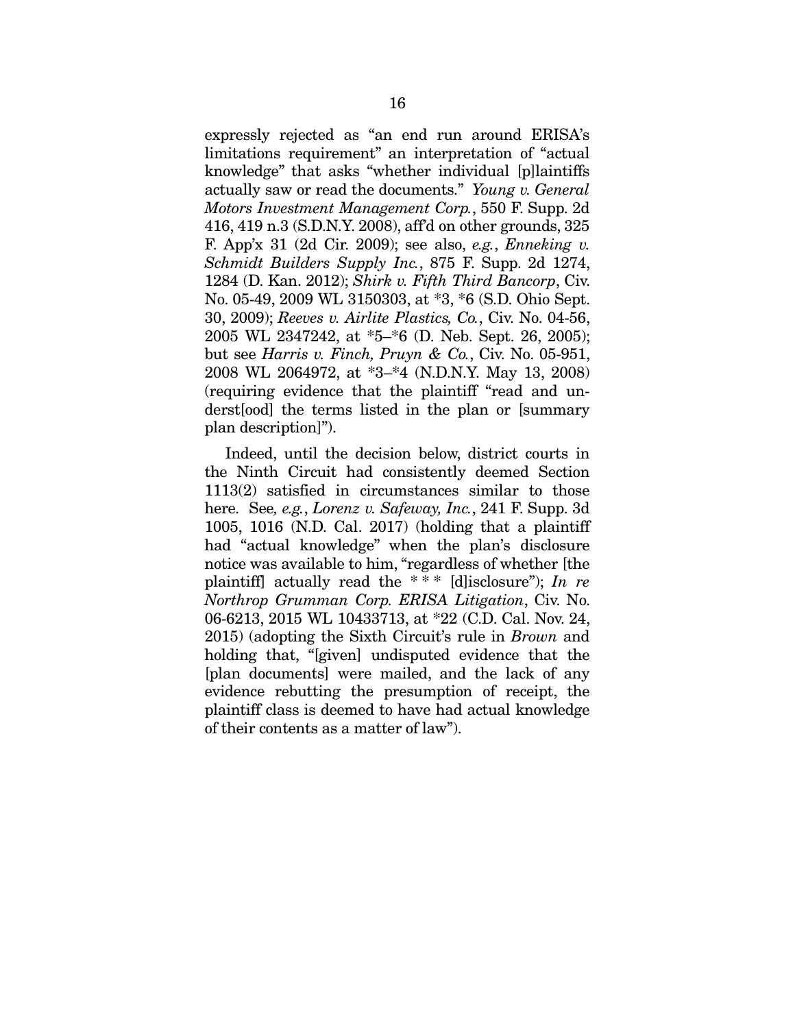expressly rejected as "an end run around ERISA's limitations requirement" an interpretation of "actual knowledge" that asks "whether individual [p]laintiffs actually saw or read the documents." *Young v. General Motors Investment Management Corp.*, 550 F. Supp. 2d 416, 419 n.3 (S.D.N.Y. 2008), aff'd on other grounds, 325 F. App'x 31 (2d Cir. 2009); see also, *e.g.*, *Enneking v. Schmidt Builders Supply Inc.*, 875 F. Supp. 2d 1274, 1284 (D. Kan. 2012); *Shirk v. Fifth Third Bancorp*, Civ. No. 05-49, 2009 WL 3150303, at *3, *6 (S.D. Ohio Sept. 30, 2009); *Reeves v. Airlite Plastics, Co.*, Civ. No. 04-56, 2005 WL 2347242, at *5–*6 (D. Neb. Sept. 26, 2005); but see *Harris v. Finch, Pruyn & Co.*, Civ. No. 05-951, 2008 WL 2064972, at *3–*4 (N.D.N.Y. May 13, 2008) (requiring evidence that the plaintiff "read and underst[ood] the terms listed in the plan or [summary plan description]").

Indeed, until the decision below, district courts in the Ninth Circuit had consistently deemed Section 1113(2) satisfied in circumstances similar to those here. See*, e.g.*, *Lorenz v. Safeway, Inc.*, 241 F. Supp. 3d 1005, 1016 (N.D. Cal. 2017) (holding that a plaintiff had "actual knowledge" when the plan's disclosure notice was available to him, "regardless of whether [the plaintiff] actually read the * * * [d]isclosure"); *In re Northrop Grumman Corp. ERISA Litigation*, Civ. No. 06-6213, 2015 WL 10433713, at *22 (C.D. Cal. Nov. 24, 2015) (adopting the Sixth Circuit's rule in *Brown* and holding that, "[given] undisputed evidence that the [plan documents] were mailed, and the lack of any evidence rebutting the presumption of receipt, the plaintiff class is deemed to have had actual knowledge of their contents as a matter of law").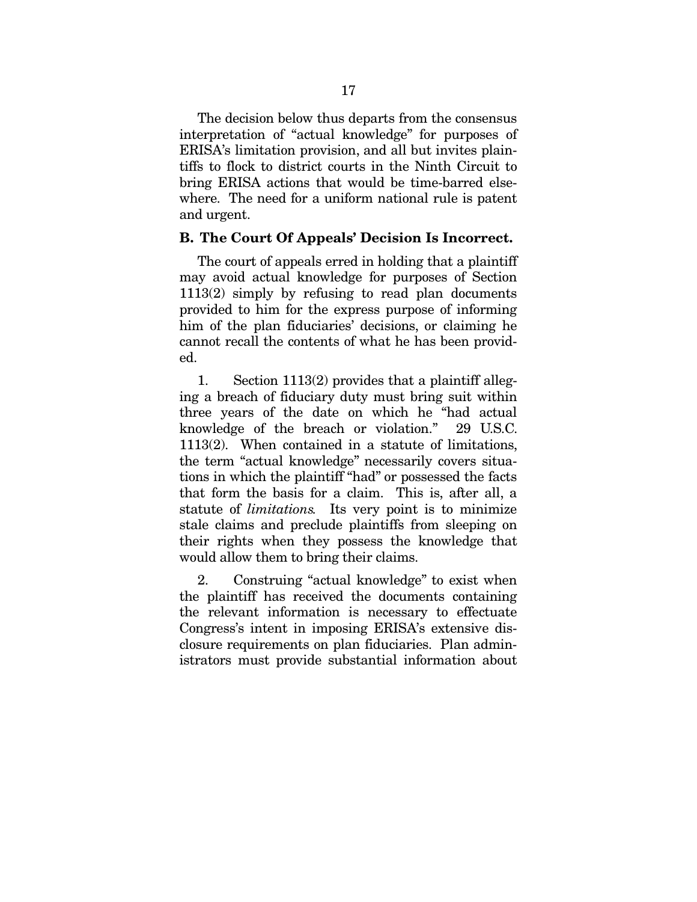The decision below thus departs from the consensus interpretation of "actual knowledge" for purposes of ERISA's limitation provision, and all but invites plaintiffs to flock to district courts in the Ninth Circuit to bring ERISA actions that would be time-barred elsewhere. The need for a uniform national rule is patent and urgent.

### B. The Court Of Appeals' Decision Is Incorrect.

The court of appeals erred in holding that a plaintiff may avoid actual knowledge for purposes of Section 1113(2) simply by refusing to read plan documents provided to him for the express purpose of informing him of the plan fiduciaries' decisions, or claiming he cannot recall the contents of what he has been provided.

1. Section 1113(2) provides that a plaintiff alleging a breach of fiduciary duty must bring suit within three years of the date on which he "had actual knowledge of the breach or violation." 29 U.S.C. 1113(2). When contained in a statute of limitations, the term "actual knowledge" necessarily covers situations in which the plaintiff "had" or possessed the facts that form the basis for a claim. This is, after all, a statute of *limitations*. Its very point is to minimize stale claims and preclude plaintiffs from sleeping on their rights when they possess the knowledge that would allow them to bring their claims.

2. Construing "actual knowledge" to exist when the plaintiff has received the documents containing the relevant information is necessary to effectuate Congress's intent in imposing ERISA's extensive disclosure requirements on plan fiduciaries. Plan administrators must provide substantial information about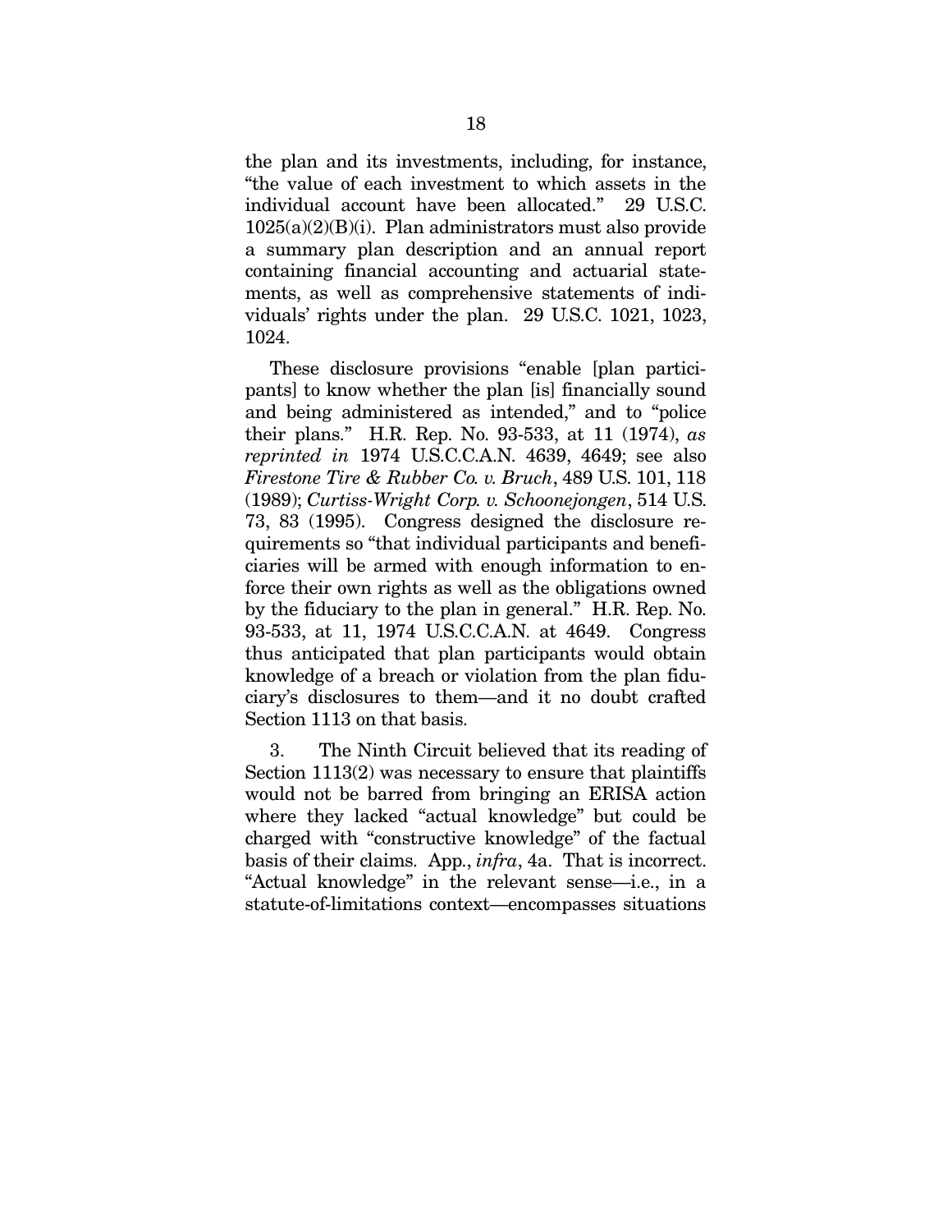the plan and its investments, including, for instance, "the value of each investment to which assets in the individual account have been allocated." 29 U.S.C. 1025(a)(2)(B)(i). Plan administrators must also provide a summary plan description and an annual report containing financial accounting and actuarial statements, as well as comprehensive statements of individuals' rights under the plan. 29 U.S.C. 1021, 1023, 1024.

These disclosure provisions "enable [plan participants] to know whether the plan [is] financially sound and being administered as intended," and to "police their plans." H.R. Rep. No. 93-533, at 11 (1974), *as reprinted in* 1974 U.S.C.C.A.N. 4639, 4649; see also *Firestone Tire & Rubber Co. v. Bruch*, 489 U.S. 101, 118 (1989); *Curtiss-Wright Corp. v. Schoonejongen*, 514 U.S. 73, 83 (1995). Congress designed the disclosure requirements so "that individual participants and beneficiaries will be armed with enough information to enforce their own rights as well as the obligations owned by the fiduciary to the plan in general." H.R. Rep. No. 93-533, at 11, 1974 U.S.C.C.A.N. at 4649. Congress thus anticipated that plan participants would obtain knowledge of a breach or violation from the plan fiduciary's disclosures to them—and it no doubt crafted Section 1113 on that basis.

3. The Ninth Circuit believed that its reading of Section 1113(2) was necessary to ensure that plaintiffs would not be barred from bringing an ERISA action where they lacked "actual knowledge" but could be charged with "constructive knowledge" of the factual basis of their claims. App., *infra*, 4a. That is incorrect. "Actual knowledge" in the relevant sense—i.e., in a statute-of-limitations context—encompasses situations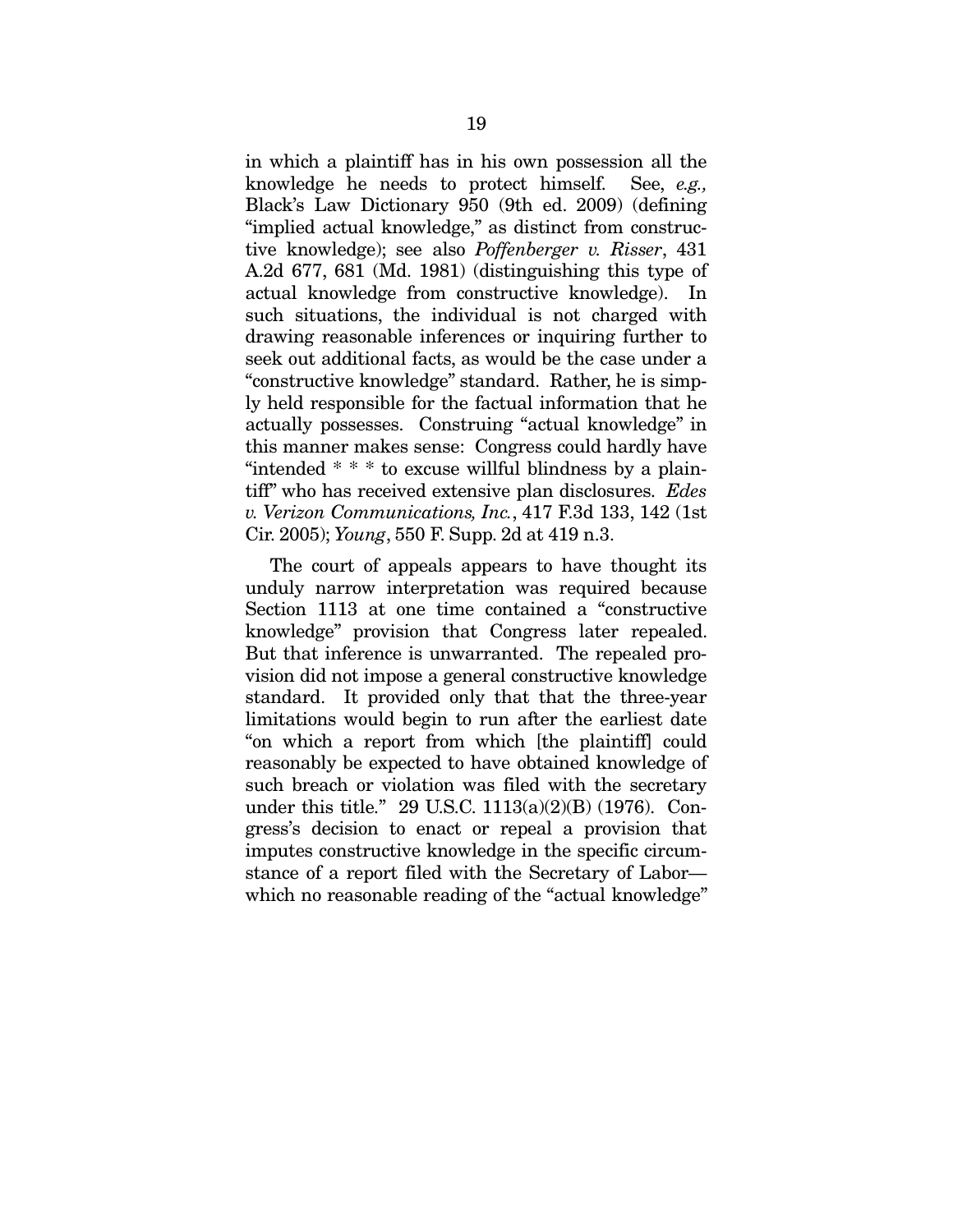in which a plaintiff has in his own possession all the knowledge he needs to protect himself. See, *e.g.,* Black's Law Dictionary 950 (9th ed. 2009) (defining "implied actual knowledge," as distinct from constructive knowledge); see also *Poffenberger v. Risser*, 431 A.2d 677, 681 (Md. 1981) (distinguishing this type of actual knowledge from constructive knowledge). In such situations, the individual is not charged with drawing reasonable inferences or inquiring further to seek out additional facts, as would be the case under a "constructive knowledge" standard. Rather, he is simply held responsible for the factual information that he actually possesses. Construing "actual knowledge" in this manner makes sense: Congress could hardly have "intended * * * to excuse willful blindness by a plaintiff" who has received extensive plan disclosures. *Edes v. Verizon Communications, Inc.*, 417 F.3d 133, 142 (1st Cir. 2005); *Young*, 550 F. Supp. 2d at 419 n.3.

The court of appeals appears to have thought its unduly narrow interpretation was required because Section 1113 at one time contained a "constructive knowledge" provision that Congress later repealed. But that inference is unwarranted. The repealed provision did not impose a general constructive knowledge standard. It provided only that that the three-year limitations would begin to run after the earliest date "on which a report from which [the plaintiff] could reasonably be expected to have obtained knowledge of such breach or violation was filed with the secretary under this title." 29 U.S.C. 1113(a)(2)(B) (1976). Congress's decision to enact or repeal a provision that imputes constructive knowledge in the specific circumstance of a report filed with the Secretary of Labor—which no reasonable reading of the "actual knowledge"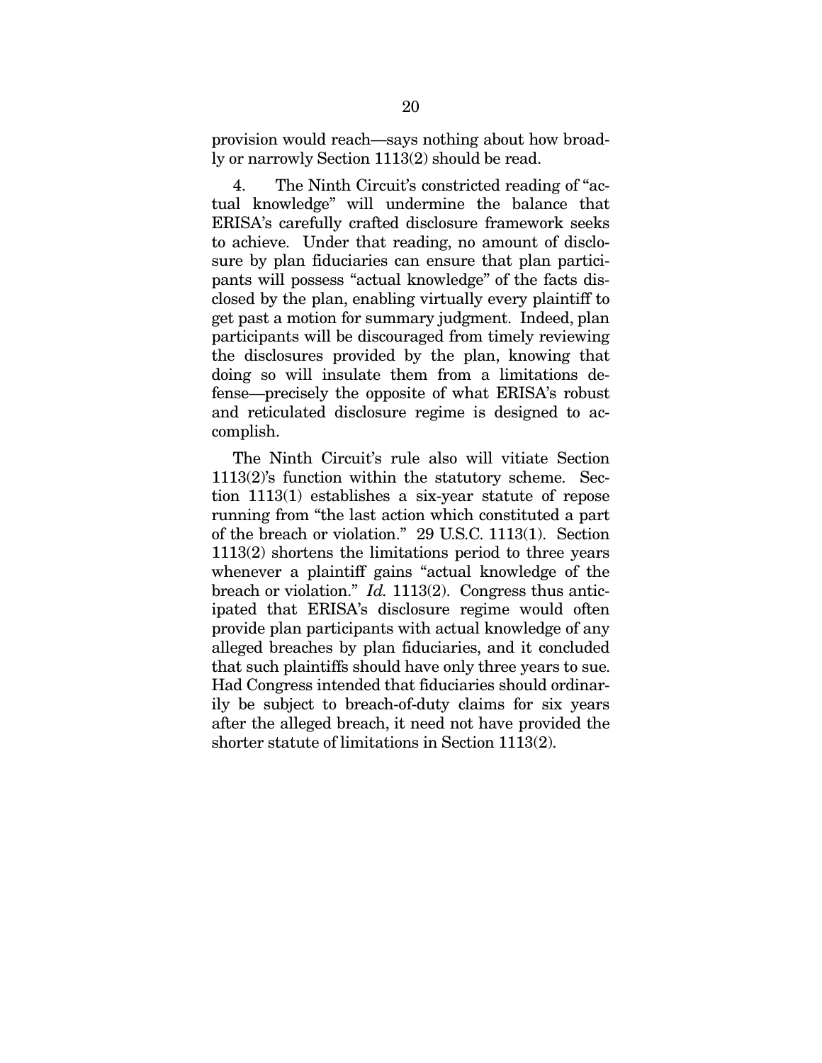provision would reach—says nothing about how broadly or narrowly Section 1113(2) should be read.

4. The Ninth Circuit's constricted reading of "actual knowledge" will undermine the balance that ERISA's carefully crafted disclosure framework seeks to achieve. Under that reading, no amount of disclosure by plan fiduciaries can ensure that plan participants will possess "actual knowledge" of the facts disclosed by the plan, enabling virtually every plaintiff to get past a motion for summary judgment. Indeed, plan participants will be discouraged from timely reviewing the disclosures provided by the plan, knowing that doing so will insulate them from a limitations defense—precisely the opposite of what ERISA's robust and reticulated disclosure regime is designed to accomplish.

The Ninth Circuit's rule also will vitiate Section 1113(2)'s function within the statutory scheme. Section 1113(1) establishes a six-year statute of repose running from "the last action which constituted a part of the breach or violation." 29 U.S.C. 1113(1). Section 1113(2) shortens the limitations period to three years whenever a plaintiff gains "actual knowledge of the breach or violation." *Id.* 1113(2). Congress thus anticipated that ERISA's disclosure regime would often provide plan participants with actual knowledge of any alleged breaches by plan fiduciaries, and it concluded that such plaintiffs should have only three years to sue. Had Congress intended that fiduciaries should ordinarily be subject to breach-of-duty claims for six years after the alleged breach, it need not have provided the shorter statute of limitations in Section 1113(2).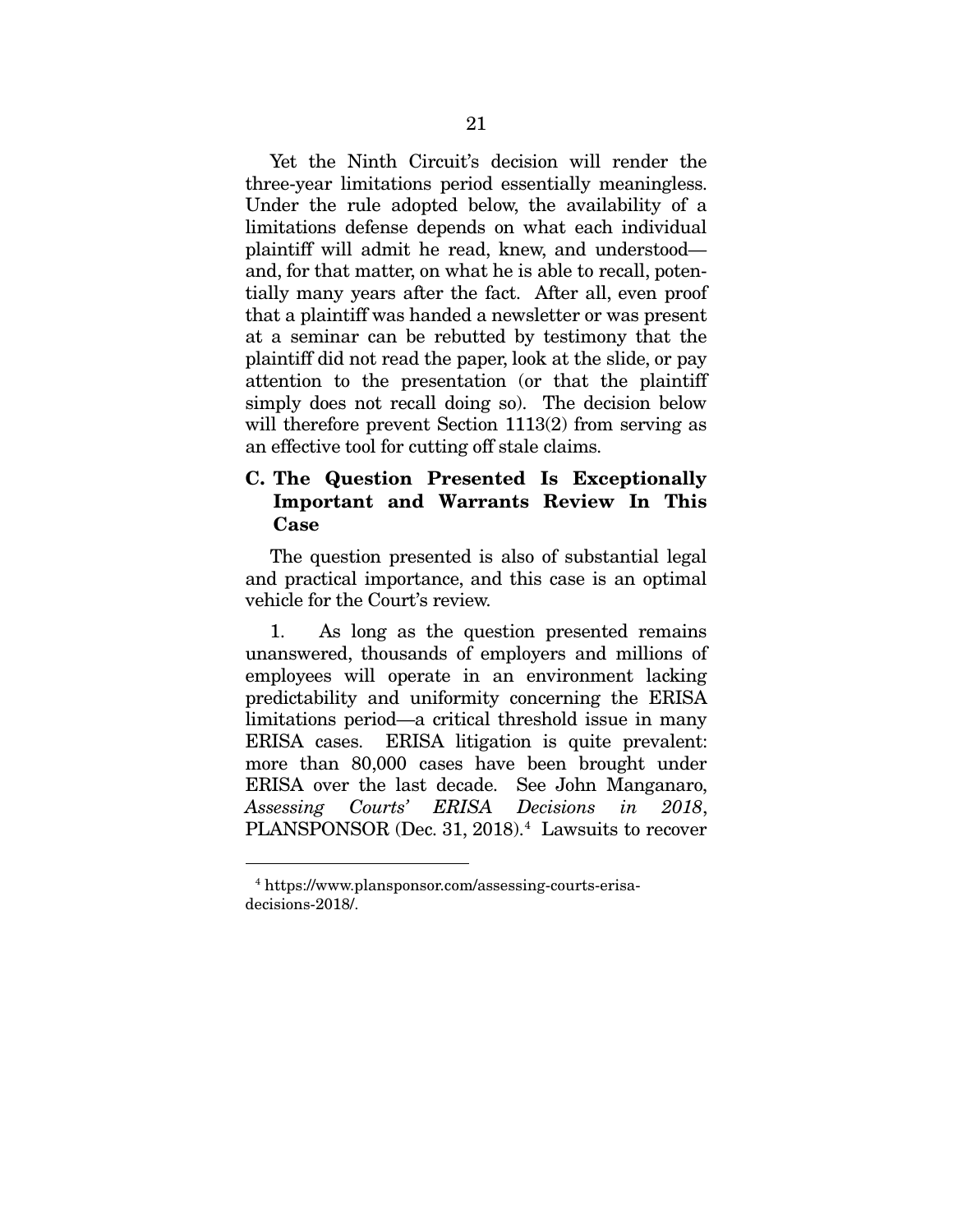Yet the Ninth Circuit's decision will render the three-year limitations period essentially meaningless. Under the rule adopted below, the availability of a limitations defense depends on what each individual plaintiff will admit he read, knew, and understood—and, for that matter, on what he is able to recall, potentially many years after the fact. After all, even proof that a plaintiff was handed a newsletter or was present at a seminar can be rebutted by testimony that the plaintiff did not read the paper, look at the slide, or pay attention to the presentation (or that the plaintiff simply does not recall doing so). The decision below will therefore prevent Section 1113(2) from serving as an effective tool for cutting off stale claims.

### C. The Question Presented Is Exceptionally Important and Warrants Review In This Case

The question presented is also of substantial legal and practical importance, and this case is an optimal vehicle for the Court's review.

1. As long as the question presented remains unanswered, thousands of employers and millions of employees will operate in an environment lacking predictability and uniformity concerning the ERISA limitations period—a critical threshold issue in many ERISA cases. ERISA litigation is quite prevalent: more than 80,000 cases have been brought under ERISA over the last decade. See John Manganaro, *Assessing Courts' ERISA Decisions in 2018*, PLANSPONSOR (Dec. 31, 2018).[4] Lawsuits to recover

---

[4] https://www.plansponsor.com/assessing-courts-erisa-decisions-2018/.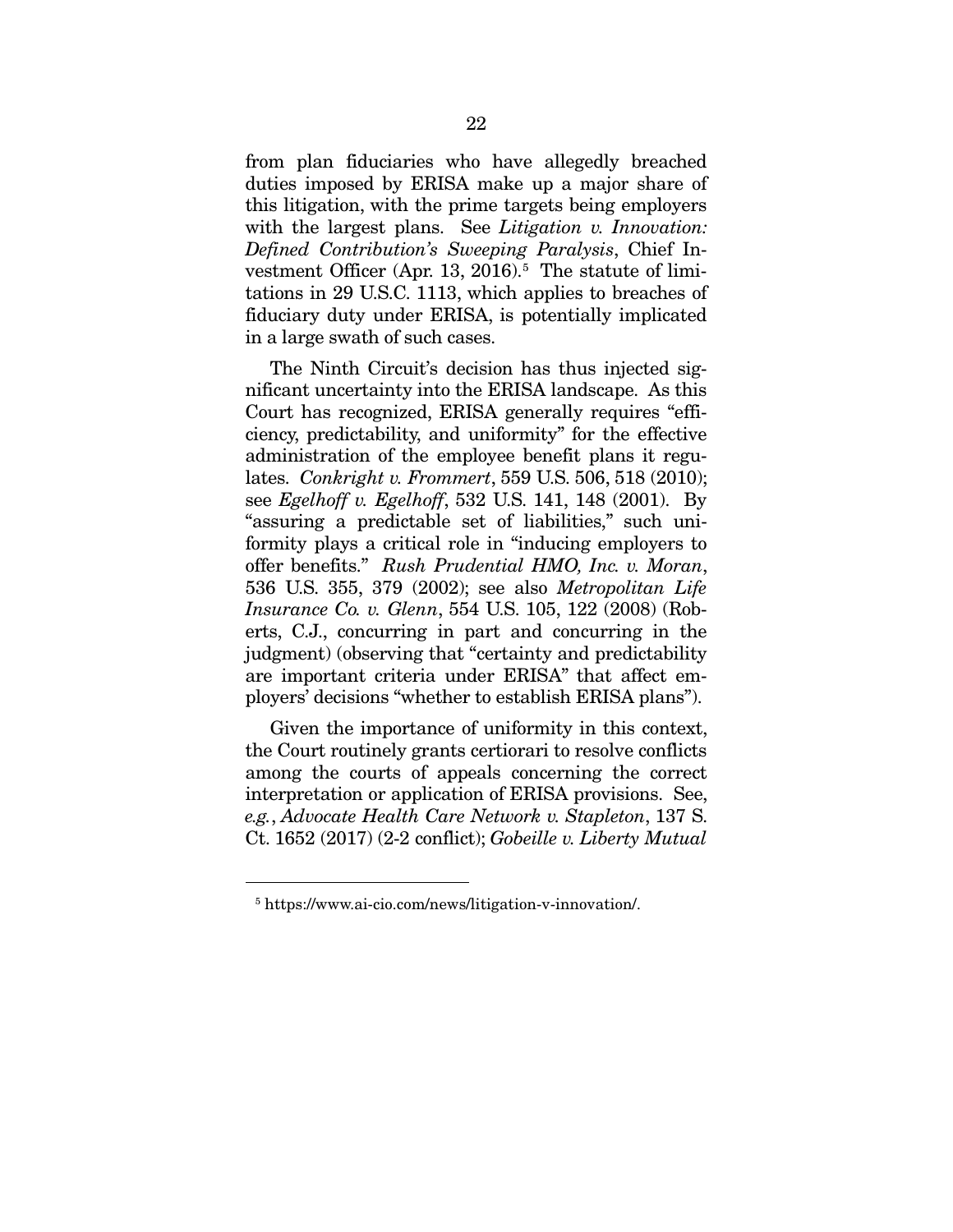from plan fiduciaries who have allegedly breached duties imposed by ERISA make up a major share of this litigation, with the prime targets being employers with the largest plans. See *Litigation v. Innovation: Defined Contribution's Sweeping Paralysis*, Chief Investment Officer (Apr. 13, 2016).[5] The statute of limitations in 29 U.S.C. 1113, which applies to breaches of fiduciary duty under ERISA, is potentially implicated in a large swath of such cases.

The Ninth Circuit's decision has thus injected significant uncertainty into the ERISA landscape. As this Court has recognized, ERISA generally requires "efficiency, predictability, and uniformity" for the effective administration of the employee benefit plans it regulates. *Conkright v. Frommert*, 559 U.S. 506, 518 (2010); see *Egelhoff v. Egelhoff*, 532 U.S. 141, 148 (2001). By "assuring a predictable set of liabilities," such uniformity plays a critical role in "inducing employers to offer benefits." *Rush Prudential HMO, Inc. v. Moran*, 536 U.S. 355, 379 (2002); see also *Metropolitan Life Insurance Co. v. Glenn*, 554 U.S. 105, 122 (2008) (Roberts, C.J., concurring in part and concurring in the judgment) (observing that "certainty and predictability are important criteria under ERISA" that affect employers' decisions "whether to establish ERISA plans").

Given the importance of uniformity in this context, the Court routinely grants certiorari to resolve conflicts among the courts of appeals concerning the correct interpretation or application of ERISA provisions. See, *e.g.*, *Advocate Health Care Network v. Stapleton*, 137 S. Ct. 1652 (2017) (2-2 conflict); *Gobeille v. Liberty Mutual*

---

[5] https://www.ai-cio.com/news/litigation-v-innovation/.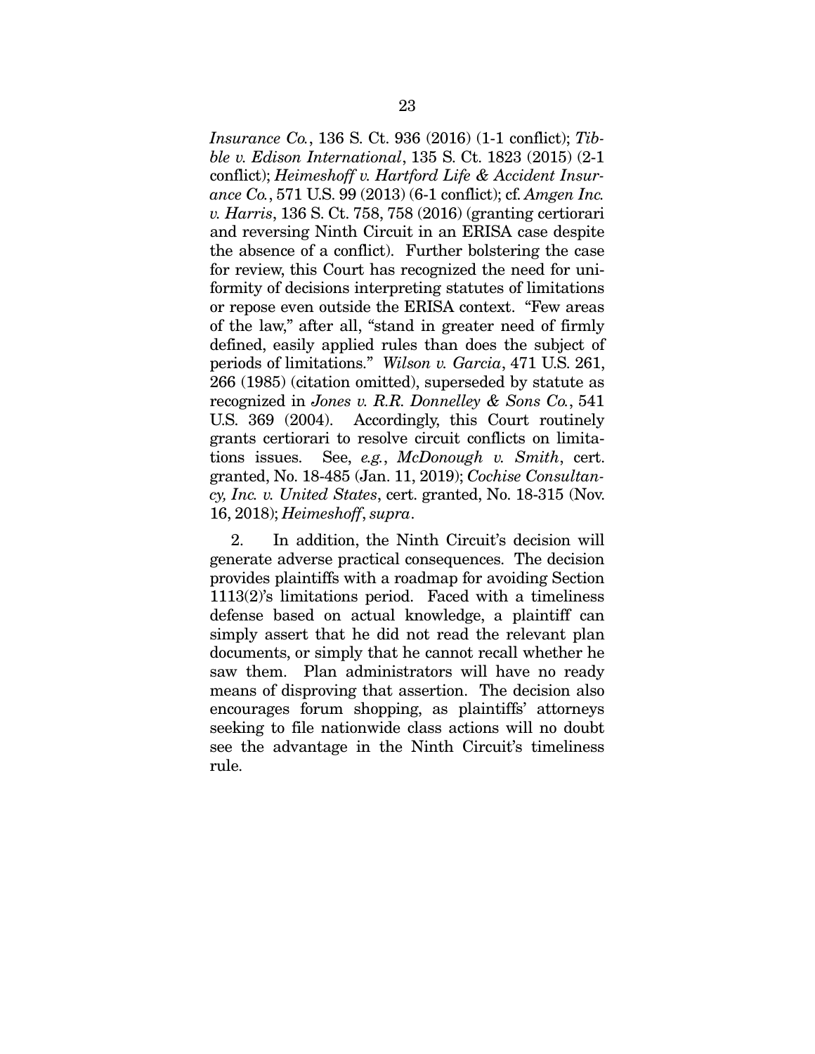*Insurance Co.*, 136 S. Ct. 936 (2016) (1-1 conflict); *Tibble v. Edison International*, 135 S. Ct. 1823 (2015) (2-1 conflict); *Heimeshoff v. Hartford Life & Accident Insurance Co.*, 571 U.S. 99 (2013) (6-1 conflict); cf. *Amgen Inc. v. Harris*, 136 S. Ct. 758, 758 (2016) (granting certiorari and reversing Ninth Circuit in an ERISA case despite the absence of a conflict). Further bolstering the case for review, this Court has recognized the need for uniformity of decisions interpreting statutes of limitations or repose even outside the ERISA context. "Few areas of the law," after all, "stand in greater need of firmly defined, easily applied rules than does the subject of periods of limitations." *Wilson v. Garcia*, 471 U.S. 261, 266 (1985) (citation omitted), superseded by statute as recognized in *Jones v. R.R. Donnelley & Sons Co.*, 541 U.S. 369 (2004). Accordingly, this Court routinely grants certiorari to resolve circuit conflicts on limitations issues. See, *e.g.*, *McDonough v. Smith*, cert. granted, No. 18-485 (Jan. 11, 2019); *Cochise Consultancy, Inc. v. United States*, cert. granted, No. 18-315 (Nov. 16, 2018); *Heimeshoff*, *supra*.

2. In addition, the Ninth Circuit's decision will generate adverse practical consequences. The decision provides plaintiffs with a roadmap for avoiding Section 1113(2)'s limitations period. Faced with a timeliness defense based on actual knowledge, a plaintiff can simply assert that he did not read the relevant plan documents, or simply that he cannot recall whether he saw them. Plan administrators will have no ready means of disproving that assertion. The decision also encourages forum shopping, as plaintiffs' attorneys seeking to file nationwide class actions will no doubt see the advantage in the Ninth Circuit's timeliness rule.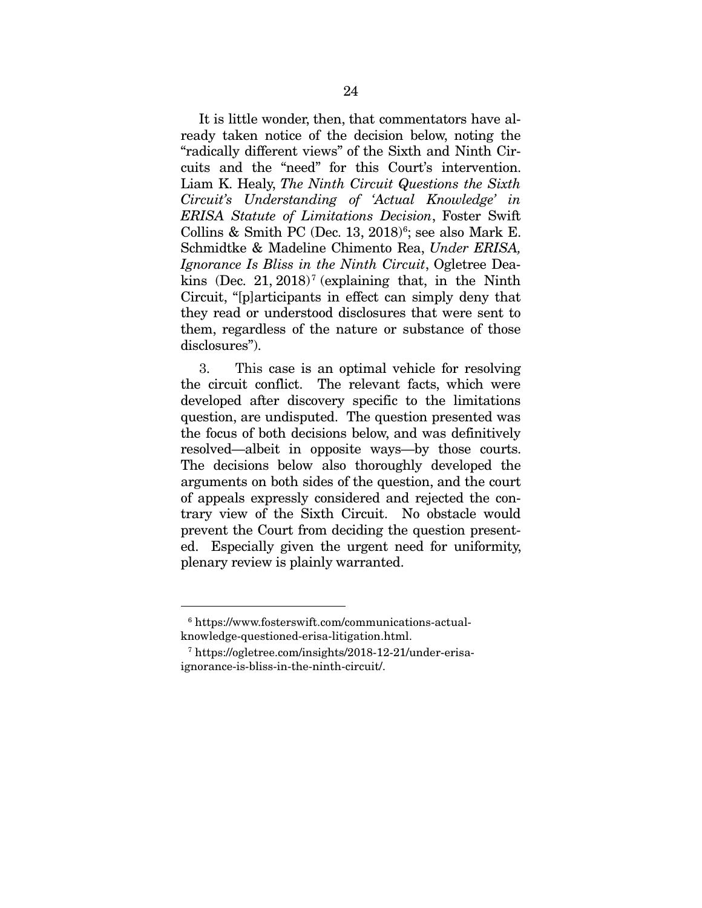It is little wonder, then, that commentators have already taken notice of the decision below, noting the "radically different views" of the Sixth and Ninth Circuits and the "need" for this Court's intervention. Liam K. Healy, *The Ninth Circuit Questions the Sixth Circuit's Understanding of 'Actual Knowledge' in ERISA Statute of Limitations Decision*, Foster Swift Collins & Smith PC (Dec. 13, 2018)[6]; see also Mark E. Schmidtke & Madeline Chimento Rea, *Under ERISA, Ignorance Is Bliss in the Ninth Circuit*, Ogletree Deakins (Dec. 21, 2018)[7] (explaining that, in the Ninth Circuit, "[p]articipants in effect can simply deny that they read or understood disclosures that were sent to them, regardless of the nature or substance of those disclosures").

3. This case is an optimal vehicle for resolving the circuit conflict. The relevant facts, which were developed after discovery specific to the limitations question, are undisputed. The question presented was the focus of both decisions below, and was definitively resolved—albeit in opposite ways—by those courts. The decisions below also thoroughly developed the arguments on both sides of the question, and the court of appeals expressly considered and rejected the contrary view of the Sixth Circuit. No obstacle would prevent the Court from deciding the question presented. Especially given the urgent need for uniformity, plenary review is plainly warranted.

---

[6] https://www.fosterswift.com/communications-actual-knowledge-questioned-erisa-litigation.html.

[7] https://ogletree.com/insights/2018-12-21/under-erisa-ignorance-is-bliss-in-the-ninth-circuit/.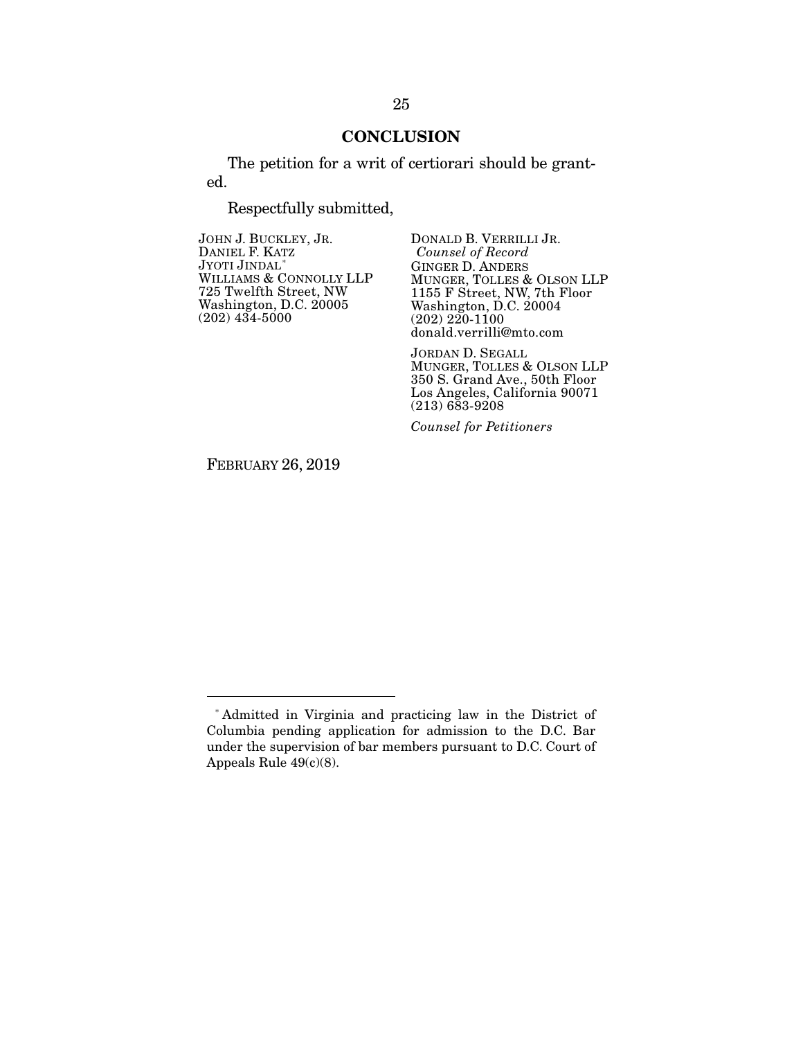## CONCLUSION

The petition for a writ of certiorari should be granted.

Respectfully submitted,

JOHN J. BUCKLEY, JR.
DANIEL F. KATZ
JYOTI JINDAL*
WILLIAMS & CONNOLLY LLP
725 Twelfth Street, NW
Washington, D.C. 20005
(202) 434-5000

DONALD B. VERRILLI JR.
*Counsel of Record*
GINGER D. ANDERS
MUNGER, TOLLES & OLSON LLP
1155 F Street, NW, 7th Floor
Washington, D.C. 20004
(202) 220-1100
donald.verrilli@mto.com

JORDAN D. SEGALL
MUNGER, TOLLES & OLSON LLP
350 S. Grand Ave., 50th Floor
Los Angeles, California 90071
(213) 683-9208

*Counsel for Petitioners*

FEBRUARY 26, 2019

---

* Admitted in Virginia and practicing law in the District of Columbia pending application for admission to the D.C. Bar under the supervision of bar members pursuant to D.C. Court of Appeals Rule 49(c)(8).